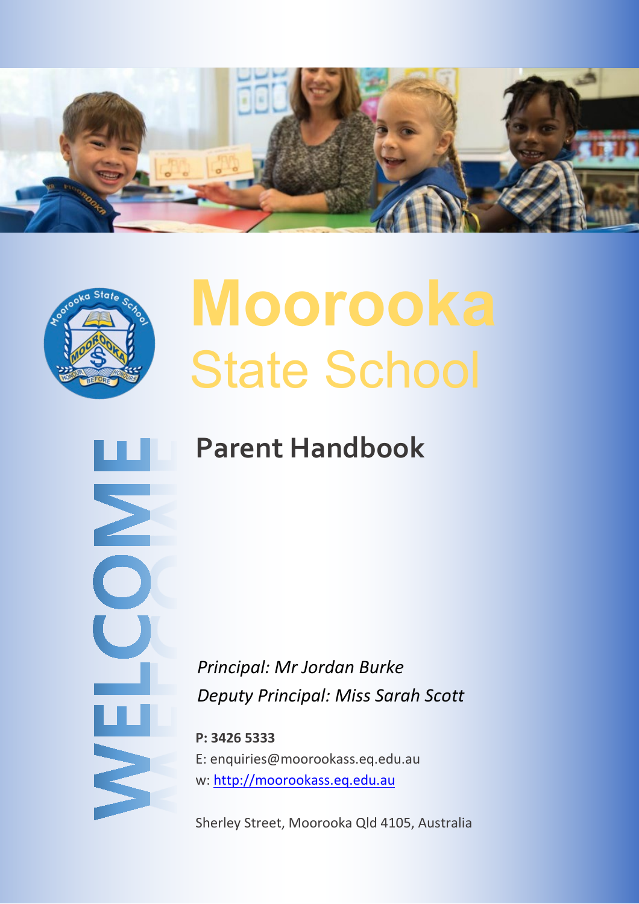WELCOME

# Moorooka State School

## Parent Handbook

*Principal: Mr Jordan Burke*
*Deputy Principal: Miss Sarah Scott*

**P: 3426 5333**
E: enquiries@moorookass.eq.edu.au
w: http://moorookass.eq.edu.au

Sherley Street, Moorooka Qld 4105, Australia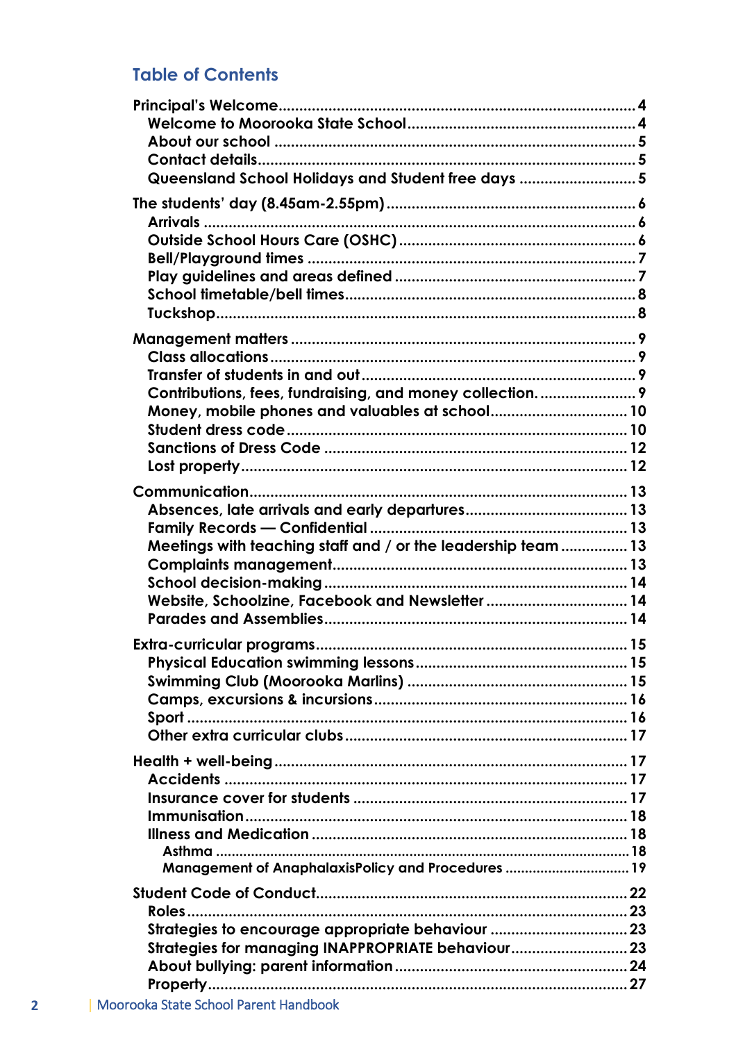## Table of Contents

- Principal's Welcome .... 4
  - Welcome to Moorooka State School .... 4
  - About our school .... 5
  - Contact details .... 5
  - Queensland School Holidays and Student free days .... 5
- The students' day (8.45am-2.55pm) .... 6
  - Arrivals .... 6
  - Outside School Hours Care (OSHC) .... 6
  - Bell/Playground times .... 7
  - Play guidelines and areas defined .... 7
  - School timetable/bell times .... 8
  - Tuckshop .... 8
- Management matters .... 9
  - Class allocations .... 9
  - Transfer of students in and out .... 9
  - Contributions, fees, fundraising, and money collection. .... 9
  - Money, mobile phones and valuables at school .... 10
  - Student dress code .... 10
  - Sanctions of Dress Code .... 12
  - Lost property .... 12
- Communication .... 13
  - Absences, late arrivals and early departures .... 13
  - Family Records — Confidential .... 13
  - Meetings with teaching staff and / or the leadership team .... 13
  - Complaints management .... 13
  - School decision-making .... 14
  - Website, Schoolzine, Facebook and Newsletter .... 14
  - Parades and Assemblies .... 14
- Extra-curricular programs .... 15
  - Physical Education swimming lessons .... 15
  - Swimming Club (Moorooka Marlins) .... 15
  - Camps, excursions & incursions .... 16
  - Sport .... 16
  - Other extra curricular clubs .... 17
- Health + well-being .... 17
  - Accidents .... 17
  - Insurance cover for students .... 17
  - Immunisation .... 18
  - Illness and Medication .... 18
    - Asthma .... 18
    - Management of AnaphalaxisPolicy and Procedures .... 19
- Student Code of Conduct .... 22
  - Roles .... 23
  - Strategies to encourage appropriate behaviour .... 23
  - Strategies for managing INAPPROPRIATE behaviour .... 23
  - About bullying: parent information .... 24
  - Property .... 27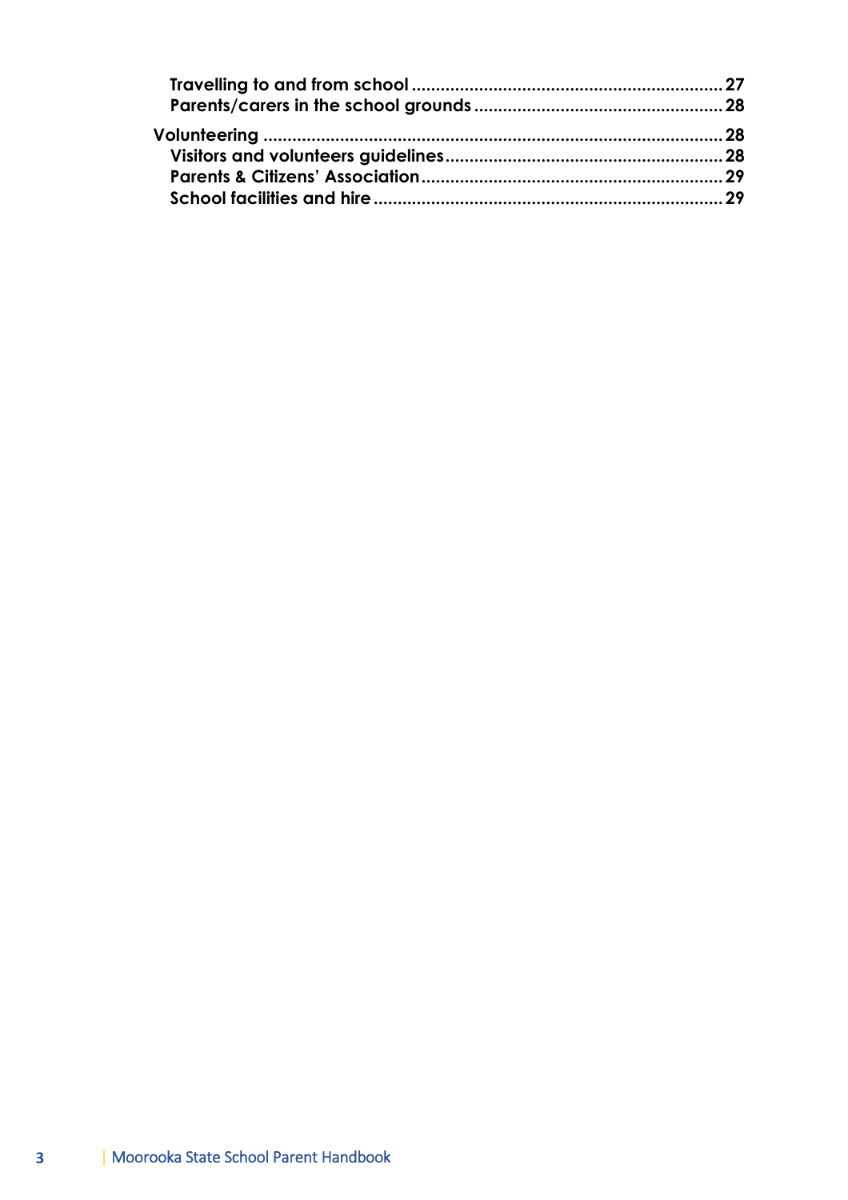- Travelling to and from school ........ 27
- Parents/carers in the school grounds ........ 28

Volunteering ........ 28

- Visitors and volunteers guidelines ........ 28
- Parents & Citizens' Association ........ 29
- School facilities and hire ........ 29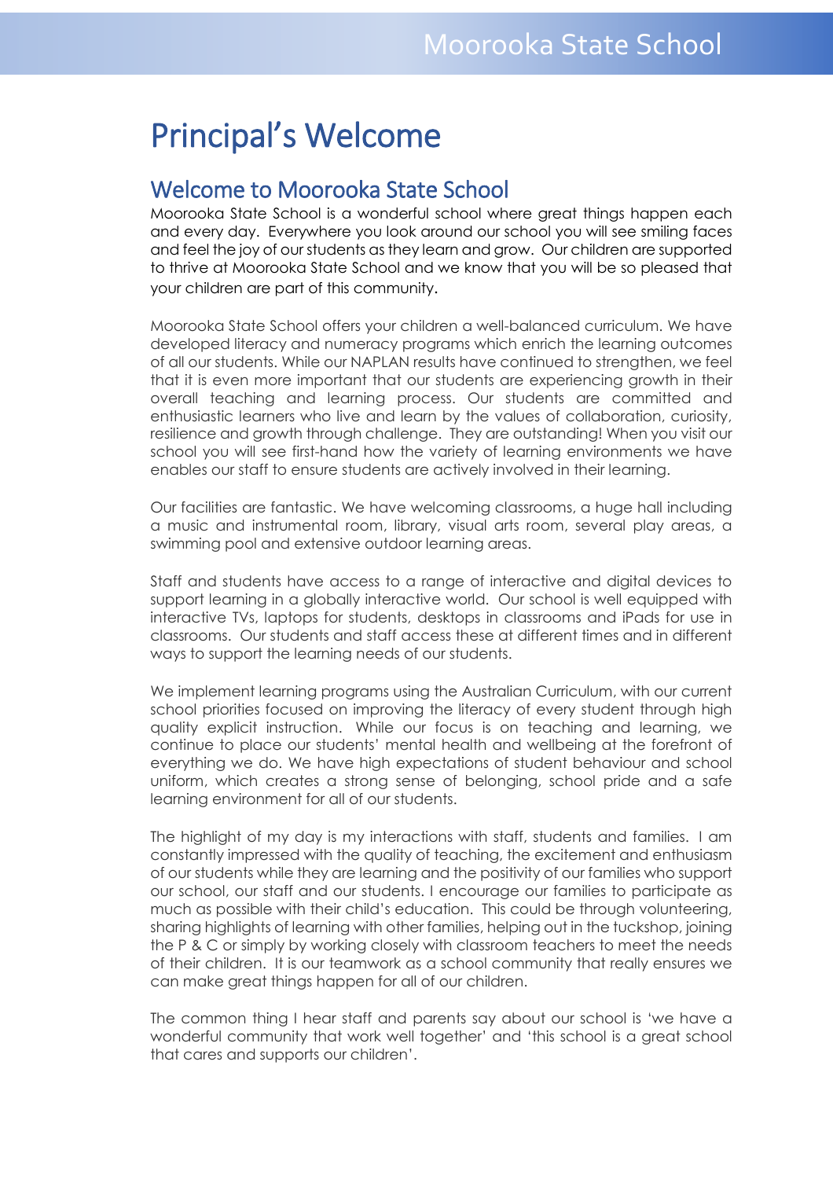# Principal's Welcome

## Welcome to Moorooka State School

Moorooka State School is a wonderful school where great things happen each and every day. Everywhere you look around our school you will see smiling faces and feel the joy of our students as they learn and grow. Our children are supported to thrive at Moorooka State School and we know that you will be so pleased that your children are part of this community.

Moorooka State School offers your children a well-balanced curriculum. We have developed literacy and numeracy programs which enrich the learning outcomes of all our students. While our NAPLAN results have continued to strengthen, we feel that it is even more important that our students are experiencing growth in their overall teaching and learning process. Our students are committed and enthusiastic learners who live and learn by the values of collaboration, curiosity, resilience and growth through challenge. They are outstanding! When you visit our school you will see first-hand how the variety of learning environments we have enables our staff to ensure students are actively involved in their learning.

Our facilities are fantastic. We have welcoming classrooms, a huge hall including a music and instrumental room, library, visual arts room, several play areas, a swimming pool and extensive outdoor learning areas.

Staff and students have access to a range of interactive and digital devices to support learning in a globally interactive world. Our school is well equipped with interactive TVs, laptops for students, desktops in classrooms and iPads for use in classrooms. Our students and staff access these at different times and in different ways to support the learning needs of our students.

We implement learning programs using the Australian Curriculum, with our current school priorities focused on improving the literacy of every student through high quality explicit instruction. While our focus is on teaching and learning, we continue to place our students' mental health and wellbeing at the forefront of everything we do. We have high expectations of student behaviour and school uniform, which creates a strong sense of belonging, school pride and a safe learning environment for all of our students.

The highlight of my day is my interactions with staff, students and families. I am constantly impressed with the quality of teaching, the excitement and enthusiasm of our students while they are learning and the positivity of our families who support our school, our staff and our students. I encourage our families to participate as much as possible with their child's education. This could be through volunteering, sharing highlights of learning with other families, helping out in the tuckshop, joining the P & C or simply by working closely with classroom teachers to meet the needs of their children. It is our teamwork as a school community that really ensures we can make great things happen for all of our children.

The common thing I hear staff and parents say about our school is 'we have a wonderful community that work well together' and 'this school is a great school that cares and supports our children'.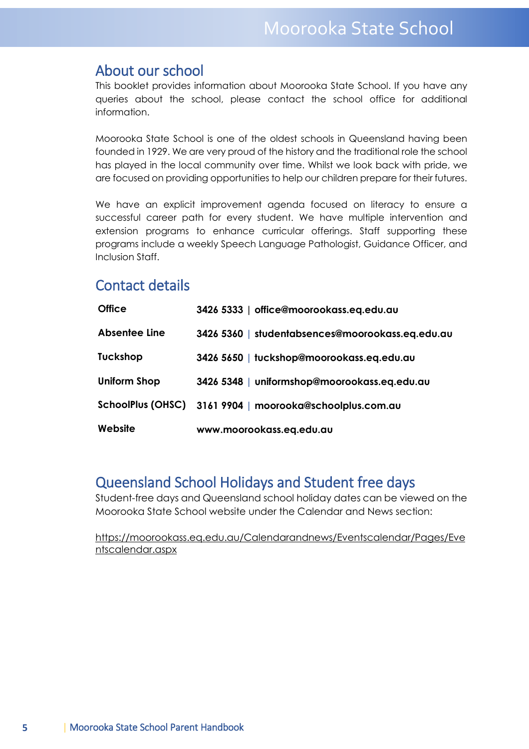## About our school

This booklet provides information about Moorooka State School. If you have any queries about the school, please contact the school office for additional information.

Moorooka State School is one of the oldest schools in Queensland having been founded in 1929. We are very proud of the history and the traditional role the school has played in the local community over time. Whilst we look back with pride, we are focused on providing opportunities to help our children prepare for their futures.

We have an explicit improvement agenda focused on literacy to ensure a successful career path for every student. We have multiple intervention and extension programs to enhance curricular offerings. Staff supporting these programs include a weekly Speech Language Pathologist, Guidance Officer, and Inclusion Staff.

## Contact details

| | |
|---|---|
| **Office** | **3426 5333 \| office@moorookass.eq.edu.au** |
| **Absentee Line** | **3426 5360 \| studentabsences@moorookass.eq.edu.au** |
| **Tuckshop** | **3426 5650 \| tuckshop@moorookass.eq.edu.au** |
| **Uniform Shop** | **3426 5348 \| uniformshop@moorookass.eq.edu.au** |
| **SchoolPlus (OHSC)** | **3161 9904 \| moorooka@schoolplus.com.au** |
| **Website** | **www.moorookass.eq.edu.au** |

## Queensland School Holidays and Student free days

Student-free days and Queensland school holiday dates can be viewed on the Moorooka State School website under the Calendar and News section:

https://moorookass.eq.edu.au/Calendarandnews/Eventscalendar/Pages/Eventscalendar.aspx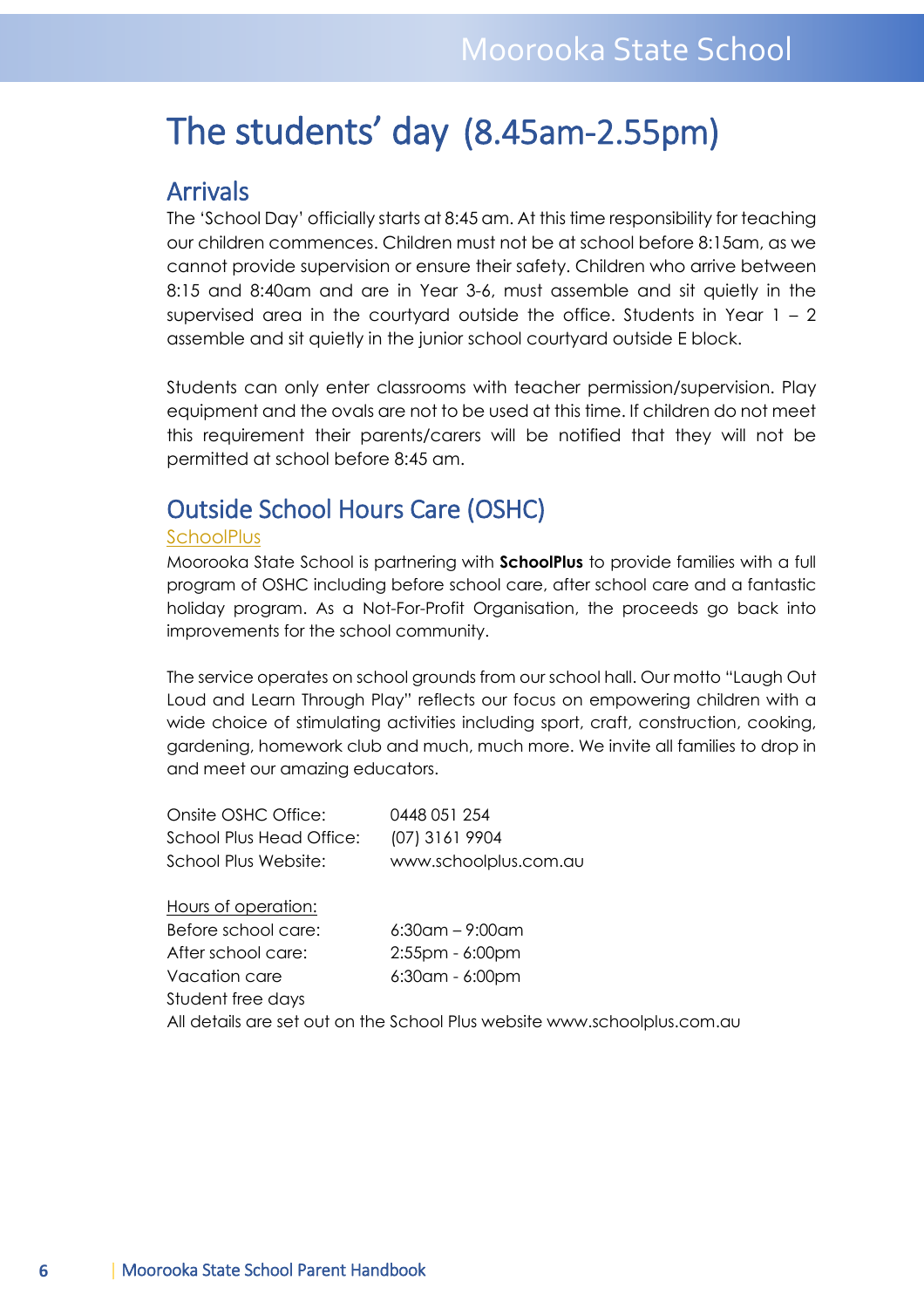# The students' day (8.45am-2.55pm)

## Arrivals

The 'School Day' officially starts at 8:45 am. At this time responsibility for teaching our children commences. Children must not be at school before 8:15am, as we cannot provide supervision or ensure their safety. Children who arrive between 8:15 and 8:40am and are in Year 3-6, must assemble and sit quietly in the supervised area in the courtyard outside the office. Students in Year 1 – 2 assemble and sit quietly in the junior school courtyard outside E block.

Students can only enter classrooms with teacher permission/supervision. Play equipment and the ovals are not to be used at this time. If children do not meet this requirement their parents/carers will be notified that they will not be permitted at school before 8:45 am.

## Outside School Hours Care (OSHC)

SchoolPlus

Moorooka State School is partnering with **SchoolPlus** to provide families with a full program of OSHC including before school care, after school care and a fantastic holiday program. As a Not-For-Profit Organisation, the proceeds go back into improvements for the school community.

The service operates on school grounds from our school hall. Our motto "Laugh Out Loud and Learn Through Play" reflects our focus on empowering children with a wide choice of stimulating activities including sport, craft, construction, cooking, gardening, homework club and much, much more. We invite all families to drop in and meet our amazing educators.

| | |
|---|---|
| Onsite OSHC Office: | 0448 051 254 |
| School Plus Head Office: | (07) 3161 9904 |
| School Plus Website: | www.schoolplus.com.au |

Hours of operation:

| | |
|---|---|
| Before school care: | 6:30am – 9:00am |
| After school care: | 2:55pm - 6:00pm |
| Vacation care | 6:30am - 6:00pm |
| Student free days | |

All details are set out on the School Plus website www.schoolplus.com.au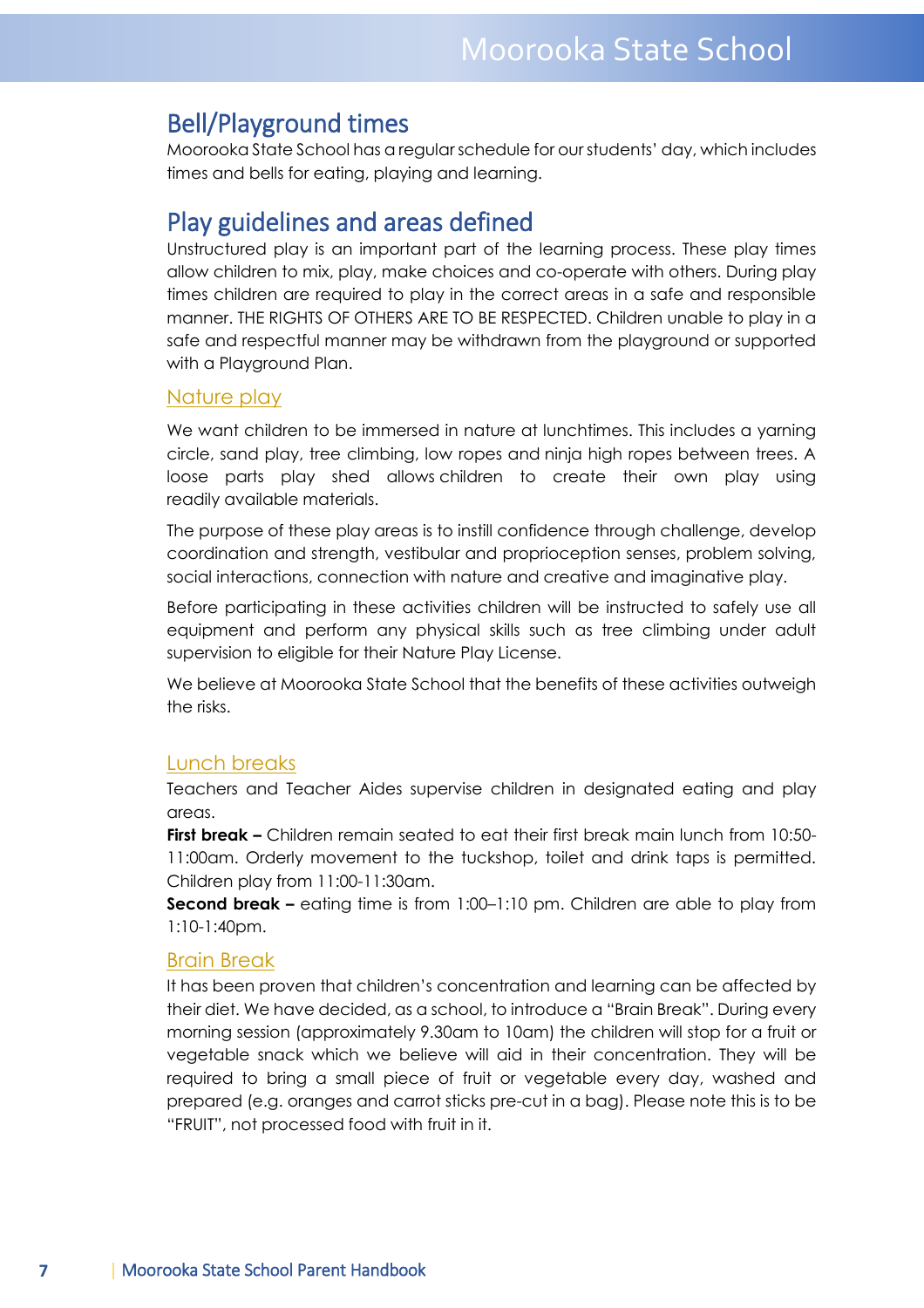## Bell/Playground times

Moorooka State School has a regular schedule for our students' day, which includes times and bells for eating, playing and learning.

## Play guidelines and areas defined

Unstructured play is an important part of the learning process. These play times allow children to mix, play, make choices and co-operate with others. During play times children are required to play in the correct areas in a safe and responsible manner. THE RIGHTS OF OTHERS ARE TO BE RESPECTED. Children unable to play in a safe and respectful manner may be withdrawn from the playground or supported with a Playground Plan.

### Nature play

We want children to be immersed in nature at lunchtimes. This includes a yarning circle, sand play, tree climbing, low ropes and ninja high ropes between trees. A loose parts play shed allows children to create their own play using readily available materials.

The purpose of these play areas is to instill confidence through challenge, develop coordination and strength, vestibular and proprioception senses, problem solving, social interactions, connection with nature and creative and imaginative play.

Before participating in these activities children will be instructed to safely use all equipment and perform any physical skills such as tree climbing under adult supervision to eligible for their Nature Play License.

We believe at Moorooka State School that the benefits of these activities outweigh the risks.

### Lunch breaks

Teachers and Teacher Aides supervise children in designated eating and play areas.

**First break –** Children remain seated to eat their first break main lunch from 10:50-11:00am. Orderly movement to the tuckshop, toilet and drink taps is permitted. Children play from 11:00-11:30am.

**Second break –** eating time is from 1:00–1:10 pm. Children are able to play from 1:10-1:40pm.

### Brain Break

It has been proven that children's concentration and learning can be affected by their diet. We have decided, as a school, to introduce a "Brain Break". During every morning session (approximately 9.30am to 10am) the children will stop for a fruit or vegetable snack which we believe will aid in their concentration. They will be required to bring a small piece of fruit or vegetable every day, washed and prepared (e.g. oranges and carrot sticks pre-cut in a bag). Please note this is to be "FRUIT", not processed food with fruit in it.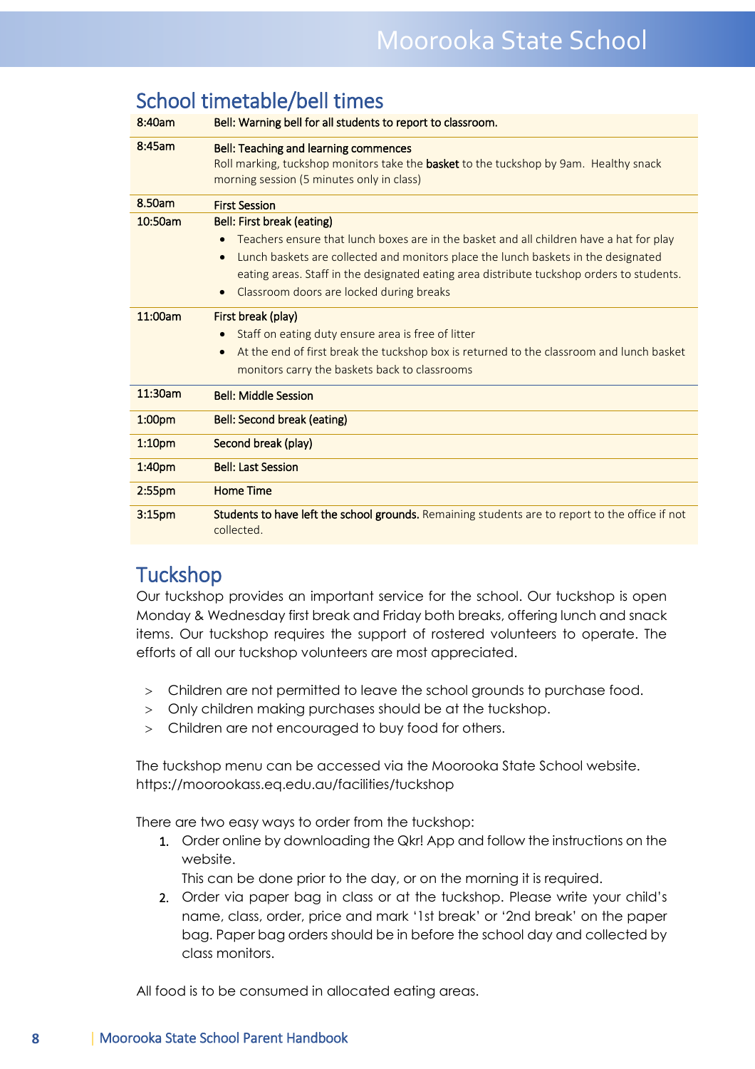## School timetable/bell times

| Time | Activity |
|---|---|
| 8:40am | Bell: Warning bell for all students to report to classroom. |
| 8:45am | Bell: Teaching and learning commences<br>Roll marking, tuckshop monitors take the **basket** to the tuckshop by 9am. Healthy snack morning session (5 minutes only in class) |
| 8.50am | First Session |
| 10:50am | Bell: First break (eating)<br>• Teachers ensure that lunch boxes are in the basket and all children have a hat for play<br>• Lunch baskets are collected and monitors place the lunch baskets in the designated eating areas. Staff in the designated eating area distribute tuckshop orders to students.<br>• Classroom doors are locked during breaks |
| 11:00am | First break (play)<br>• Staff on eating duty ensure area is free of litter<br>• At the end of first break the tuckshop box is returned to the classroom and lunch basket monitors carry the baskets back to classrooms |
| 11:30am | Bell: Middle Session |
| 1:00pm | Bell: Second break (eating) |
| 1:10pm | Second break (play) |
| 1:40pm | Bell: Last Session |
| 2:55pm | Home Time |
| 3:15pm | **Students to have left the school grounds.** Remaining students are to report to the office if not collected. |

## Tuckshop

Our tuckshop provides an important service for the school. Our tuckshop is open Monday & Wednesday first break and Friday both breaks, offering lunch and snack items. Our tuckshop requires the support of rostered volunteers to operate. The efforts of all our tuckshop volunteers are most appreciated.

- Children are not permitted to leave the school grounds to purchase food.
- Only children making purchases should be at the tuckshop.
- Children are not encouraged to buy food for others.

The tuckshop menu can be accessed via the Moorooka State School website. https://moorookass.eq.edu.au/facilities/tuckshop

There are two easy ways to order from the tuckshop:

1. Order online by downloading the Qkr! App and follow the instructions on the website.
   This can be done prior to the day, or on the morning it is required.
2. Order via paper bag in class or at the tuckshop. Please write your child's name, class, order, price and mark '1st break' or '2nd break' on the paper bag. Paper bag orders should be in before the school day and collected by class monitors.

All food is to be consumed in allocated eating areas.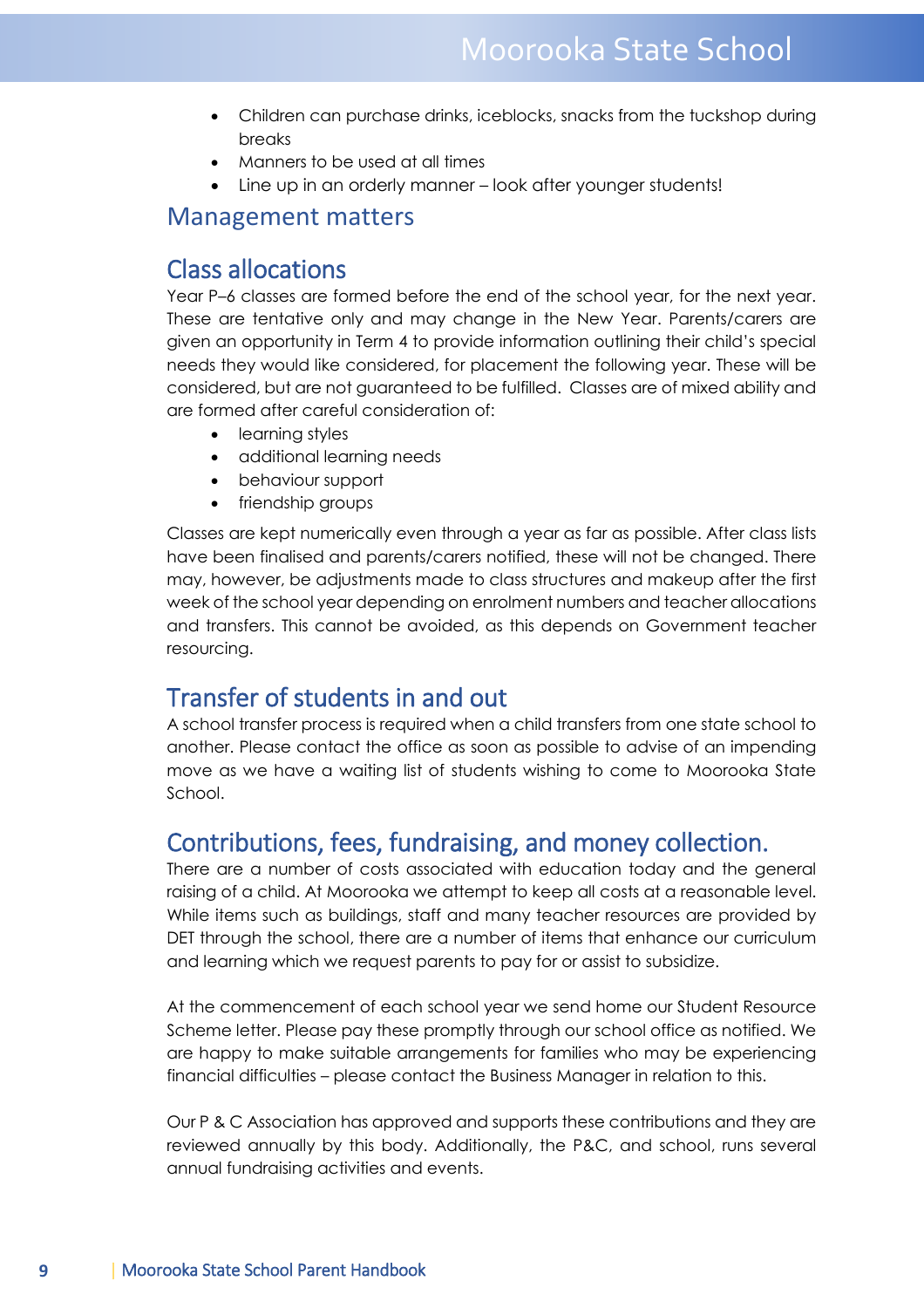- Children can purchase drinks, iceblocks, snacks from the tuckshop during breaks
- Manners to be used at all times
- Line up in an orderly manner – look after younger students!

## Management matters

## Class allocations

Year P–6 classes are formed before the end of the school year, for the next year. These are tentative only and may change in the New Year. Parents/carers are given an opportunity in Term 4 to provide information outlining their child's special needs they would like considered, for placement the following year. These will be considered, but are not guaranteed to be fulfilled. Classes are of mixed ability and are formed after careful consideration of:

- learning styles
- additional learning needs
- behaviour support
- friendship groups

Classes are kept numerically even through a year as far as possible. After class lists have been finalised and parents/carers notified, these will not be changed. There may, however, be adjustments made to class structures and makeup after the first week of the school year depending on enrolment numbers and teacher allocations and transfers. This cannot be avoided, as this depends on Government teacher resourcing.

## Transfer of students in and out

A school transfer process is required when a child transfers from one state school to another. Please contact the office as soon as possible to advise of an impending move as we have a waiting list of students wishing to come to Moorooka State School.

## Contributions, fees, fundraising, and money collection.

There are a number of costs associated with education today and the general raising of a child. At Moorooka we attempt to keep all costs at a reasonable level. While items such as buildings, staff and many teacher resources are provided by DET through the school, there are a number of items that enhance our curriculum and learning which we request parents to pay for or assist to subsidize.

At the commencement of each school year we send home our Student Resource Scheme letter. Please pay these promptly through our school office as notified. We are happy to make suitable arrangements for families who may be experiencing financial difficulties – please contact the Business Manager in relation to this.

Our P & C Association has approved and supports these contributions and they are reviewed annually by this body. Additionally, the P&C, and school, runs several annual fundraising activities and events.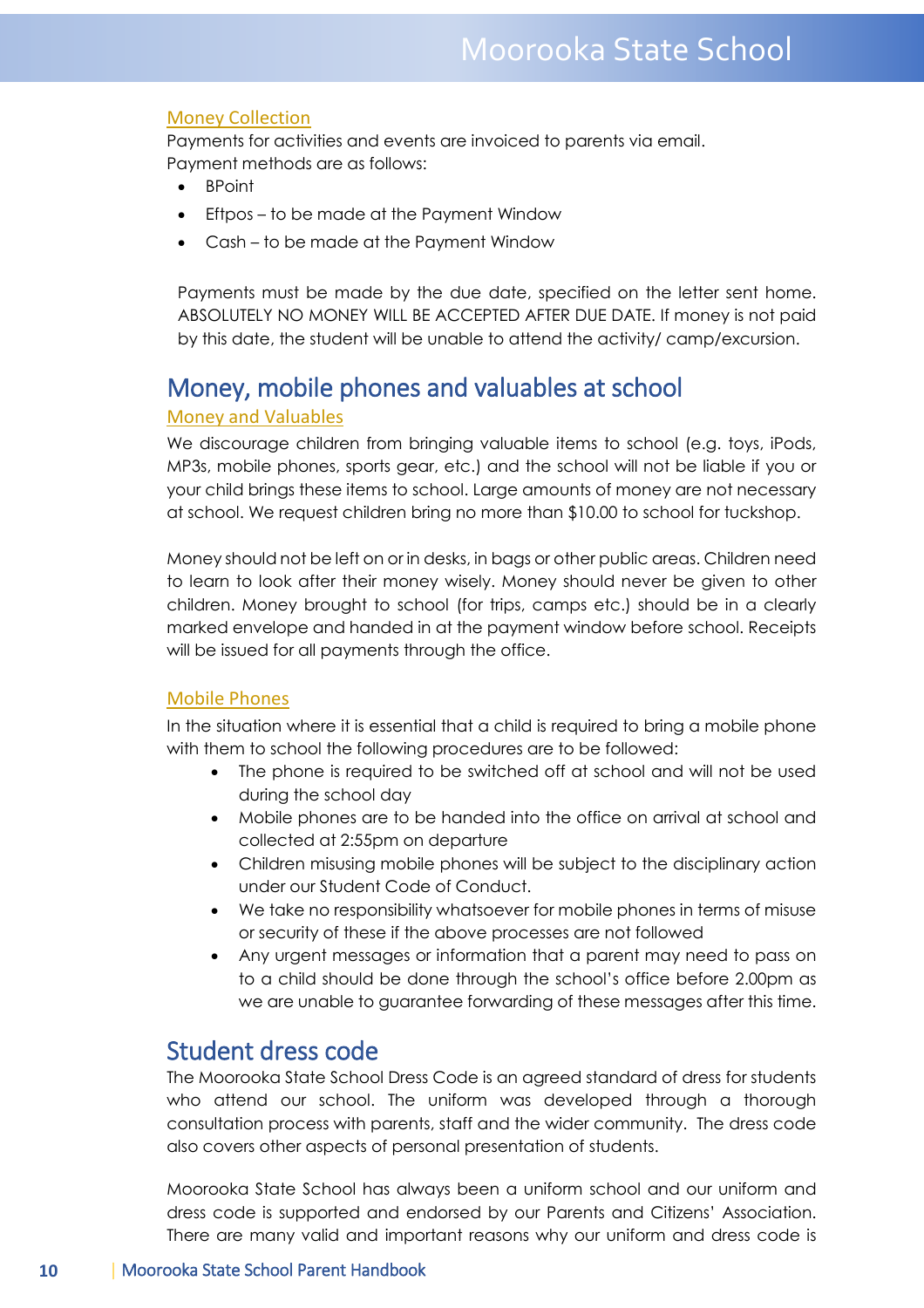### Money Collection

Payments for activities and events are invoiced to parents via email.
Payment methods are as follows:

- BPoint
- Eftpos – to be made at the Payment Window
- Cash – to be made at the Payment Window

Payments must be made by the due date, specified on the letter sent home. ABSOLUTELY NO MONEY WILL BE ACCEPTED AFTER DUE DATE. If money is not paid by this date, the student will be unable to attend the activity/ camp/excursion.

## Money, mobile phones and valuables at school

### Money and Valuables

We discourage children from bringing valuable items to school (e.g. toys, iPods, MP3s, mobile phones, sports gear, etc.) and the school will not be liable if you or your child brings these items to school. Large amounts of money are not necessary at school. We request children bring no more than $10.00 to school for tuckshop.

Money should not be left on or in desks, in bags or other public areas. Children need to learn to look after their money wisely. Money should never be given to other children. Money brought to school (for trips, camps etc.) should be in a clearly marked envelope and handed in at the payment window before school. Receipts will be issued for all payments through the office.

### Mobile Phones

In the situation where it is essential that a child is required to bring a mobile phone with them to school the following procedures are to be followed:

- The phone is required to be switched off at school and will not be used during the school day
- Mobile phones are to be handed into the office on arrival at school and collected at 2:55pm on departure
- Children misusing mobile phones will be subject to the disciplinary action under our Student Code of Conduct.
- We take no responsibility whatsoever for mobile phones in terms of misuse or security of these if the above processes are not followed
- Any urgent messages or information that a parent may need to pass on to a child should be done through the school's office before 2.00pm as we are unable to guarantee forwarding of these messages after this time.

## Student dress code

The Moorooka State School Dress Code is an agreed standard of dress for students who attend our school. The uniform was developed through a thorough consultation process with parents, staff and the wider community. The dress code also covers other aspects of personal presentation of students.

Moorooka State School has always been a uniform school and our uniform and dress code is supported and endorsed by our Parents and Citizens' Association. There are many valid and important reasons why our uniform and dress code is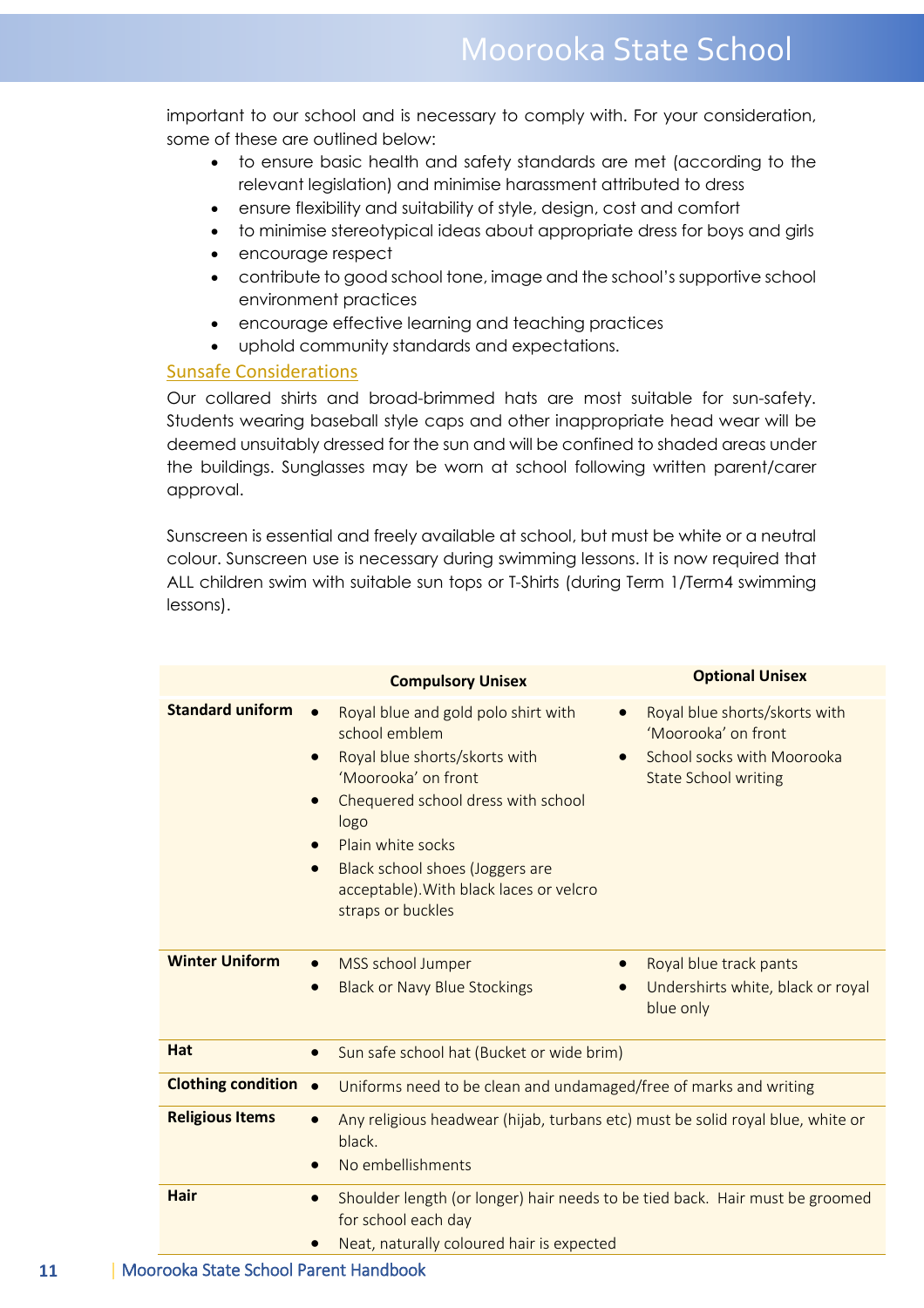important to our school and is necessary to comply with. For your consideration, some of these are outlined below:

- to ensure basic health and safety standards are met (according to the relevant legislation) and minimise harassment attributed to dress
- ensure flexibility and suitability of style, design, cost and comfort
- to minimise stereotypical ideas about appropriate dress for boys and girls
- encourage respect
- contribute to good school tone, image and the school's supportive school environment practices
- encourage effective learning and teaching practices
- uphold community standards and expectations.

## Sunsafe Considerations

Our collared shirts and broad-brimmed hats are most suitable for sun-safety. Students wearing baseball style caps and other inappropriate head wear will be deemed unsuitably dressed for the sun and will be confined to shaded areas under the buildings. Sunglasses may be worn at school following written parent/carer approval.

Sunscreen is essential and freely available at school, but must be white or a neutral colour. Sunscreen use is necessary during swimming lessons. It is now required that ALL children swim with suitable sun tops or T-Shirts (during Term 1/Term4 swimming lessons).

| | **Compulsory Unisex** | **Optional Unisex** |
|---|---|---|
| **Standard uniform** | • Royal blue and gold polo shirt with school emblem<br>• Royal blue shorts/skorts with 'Moorooka' on front<br>• Chequered school dress with school logo<br>• Plain white socks<br>• Black school shoes (Joggers are acceptable).With black laces or velcro straps or buckles | • Royal blue shorts/skorts with 'Moorooka' on front<br>• School socks with Moorooka State School writing |
| **Winter Uniform** | • MSS school Jumper<br>• Black or Navy Blue Stockings | • Royal blue track pants<br>• Undershirts white, black or royal blue only |
| **Hat** | • Sun safe school hat (Bucket or wide brim) | |
| **Clothing condition** | • Uniforms need to be clean and undamaged/free of marks and writing | |
| **Religious Items** | • Any religious headwear (hijab, turbans etc) must be solid royal blue, white or black.<br>• No embellishments | |
| **Hair** | • Shoulder length (or longer) hair needs to be tied back. Hair must be groomed for school each day<br>• Neat, naturally coloured hair is expected | |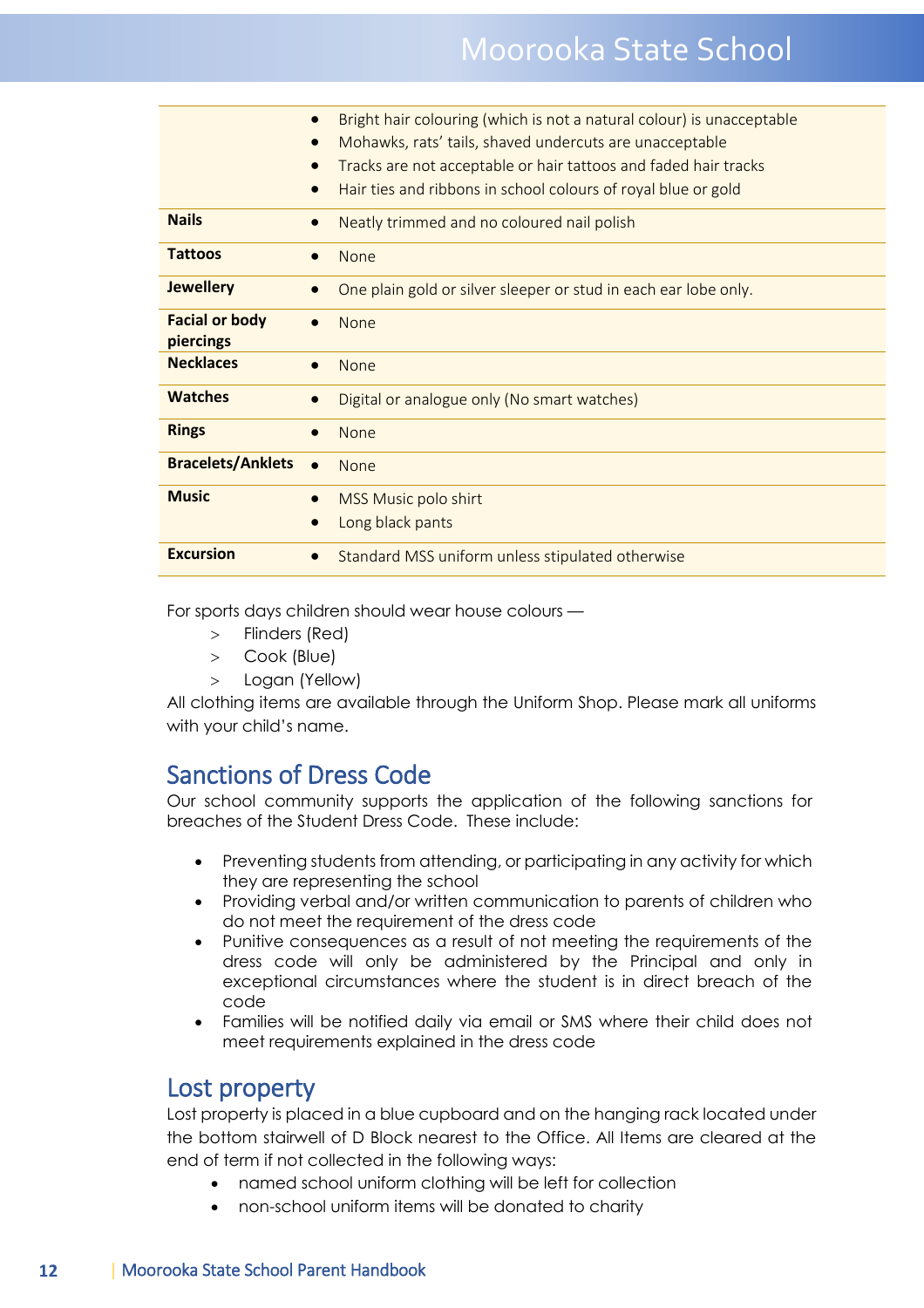| | |
|---|---|
| | • Bright hair colouring (which is not a natural colour) is unacceptable<br>• Mohawks, rats' tails, shaved undercuts are unacceptable<br>• Tracks are not acceptable or hair tattoos and faded hair tracks<br>• Hair ties and ribbons in school colours of royal blue or gold |
| **Nails** | • Neatly trimmed and no coloured nail polish |
| **Tattoos** | • None |
| **Jewellery** | • One plain gold or silver sleeper or stud in each ear lobe only. |
| **Facial or body piercings** | • None |
| **Necklaces** | • None |
| **Watches** | • Digital or analogue only (No smart watches) |
| **Rings** | • None |
| **Bracelets/Anklets** | • None |
| **Music** | • MSS Music polo shirt<br>• Long black pants |
| **Excursion** | • Standard MSS uniform unless stipulated otherwise |

For sports days children should wear house colours —

> Flinders (Red)
> Cook (Blue)
> Logan (Yellow)

All clothing items are available through the Uniform Shop. Please mark all uniforms with your child's name.

## Sanctions of Dress Code

Our school community supports the application of the following sanctions for breaches of the Student Dress Code. These include:

- Preventing students from attending, or participating in any activity for which they are representing the school
- Providing verbal and/or written communication to parents of children who do not meet the requirement of the dress code
- Punitive consequences as a result of not meeting the requirements of the dress code will only be administered by the Principal and only in exceptional circumstances where the student is in direct breach of the code
- Families will be notified daily via email or SMS where their child does not meet requirements explained in the dress code

## Lost property

Lost property is placed in a blue cupboard and on the hanging rack located under the bottom stairwell of D Block nearest to the Office. All Items are cleared at the end of term if not collected in the following ways:

- named school uniform clothing will be left for collection
- non-school uniform items will be donated to charity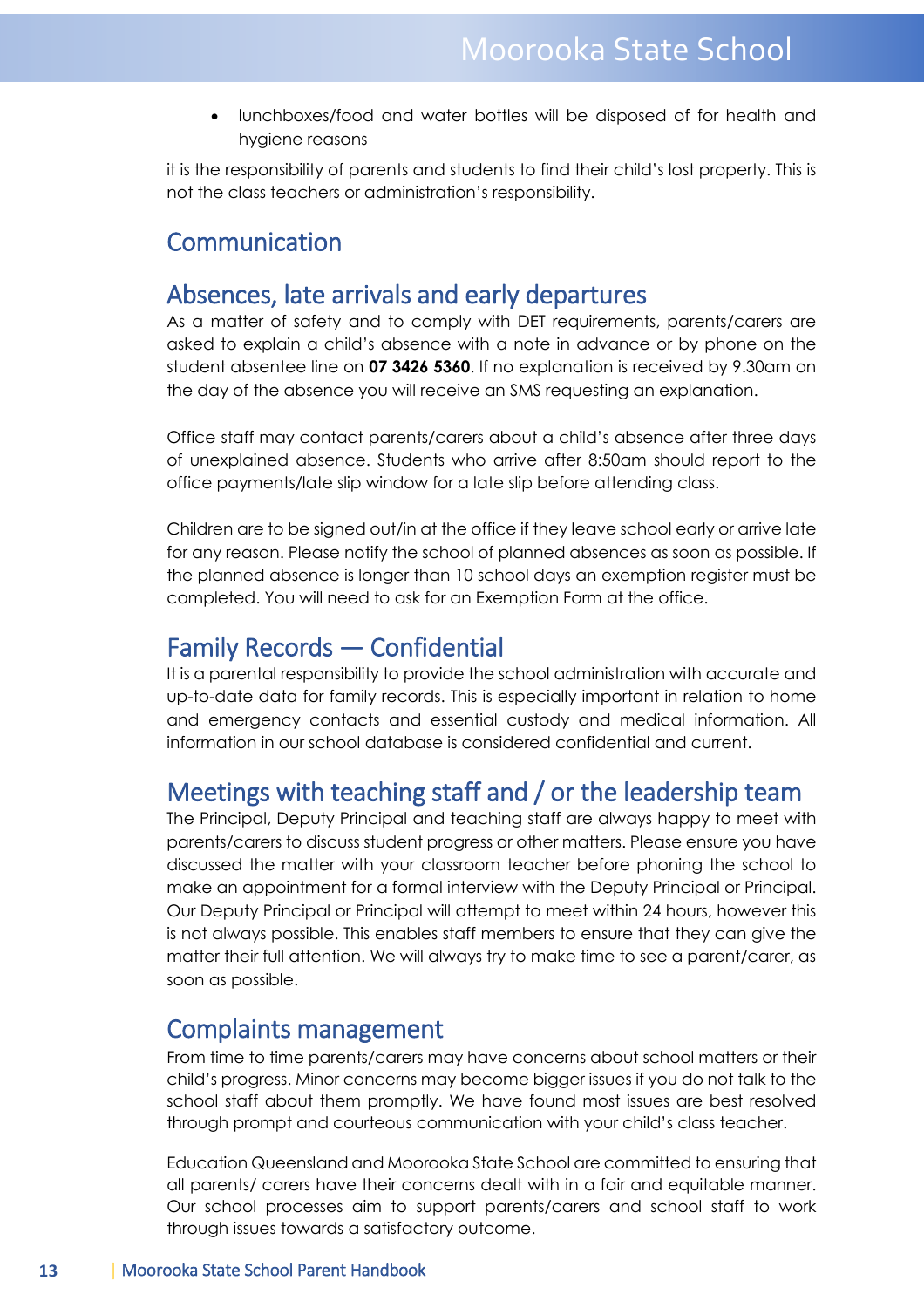- lunchboxes/food and water bottles will be disposed of for health and hygiene reasons

it is the responsibility of parents and students to find their child's lost property. This is not the class teachers or administration's responsibility.

## Communication

## Absences, late arrivals and early departures

As a matter of safety and to comply with DET requirements, parents/carers are asked to explain a child's absence with a note in advance or by phone on the student absentee line on **07 3426 5360**. If no explanation is received by 9.30am on the day of the absence you will receive an SMS requesting an explanation.

Office staff may contact parents/carers about a child's absence after three days of unexplained absence. Students who arrive after 8:50am should report to the office payments/late slip window for a late slip before attending class.

Children are to be signed out/in at the office if they leave school early or arrive late for any reason. Please notify the school of planned absences as soon as possible. If the planned absence is longer than 10 school days an exemption register must be completed. You will need to ask for an Exemption Form at the office.

## Family Records — Confidential

It is a parental responsibility to provide the school administration with accurate and up-to-date data for family records. This is especially important in relation to home and emergency contacts and essential custody and medical information. All information in our school database is considered confidential and current.

## Meetings with teaching staff and / or the leadership team

The Principal, Deputy Principal and teaching staff are always happy to meet with parents/carers to discuss student progress or other matters. Please ensure you have discussed the matter with your classroom teacher before phoning the school to make an appointment for a formal interview with the Deputy Principal or Principal. Our Deputy Principal or Principal will attempt to meet within 24 hours, however this is not always possible. This enables staff members to ensure that they can give the matter their full attention. We will always try to make time to see a parent/carer, as soon as possible.

## Complaints management

From time to time parents/carers may have concerns about school matters or their child's progress. Minor concerns may become bigger issues if you do not talk to the school staff about them promptly. We have found most issues are best resolved through prompt and courteous communication with your child's class teacher.

Education Queensland and Moorooka State School are committed to ensuring that all parents/ carers have their concerns dealt with in a fair and equitable manner. Our school processes aim to support parents/carers and school staff to work through issues towards a satisfactory outcome.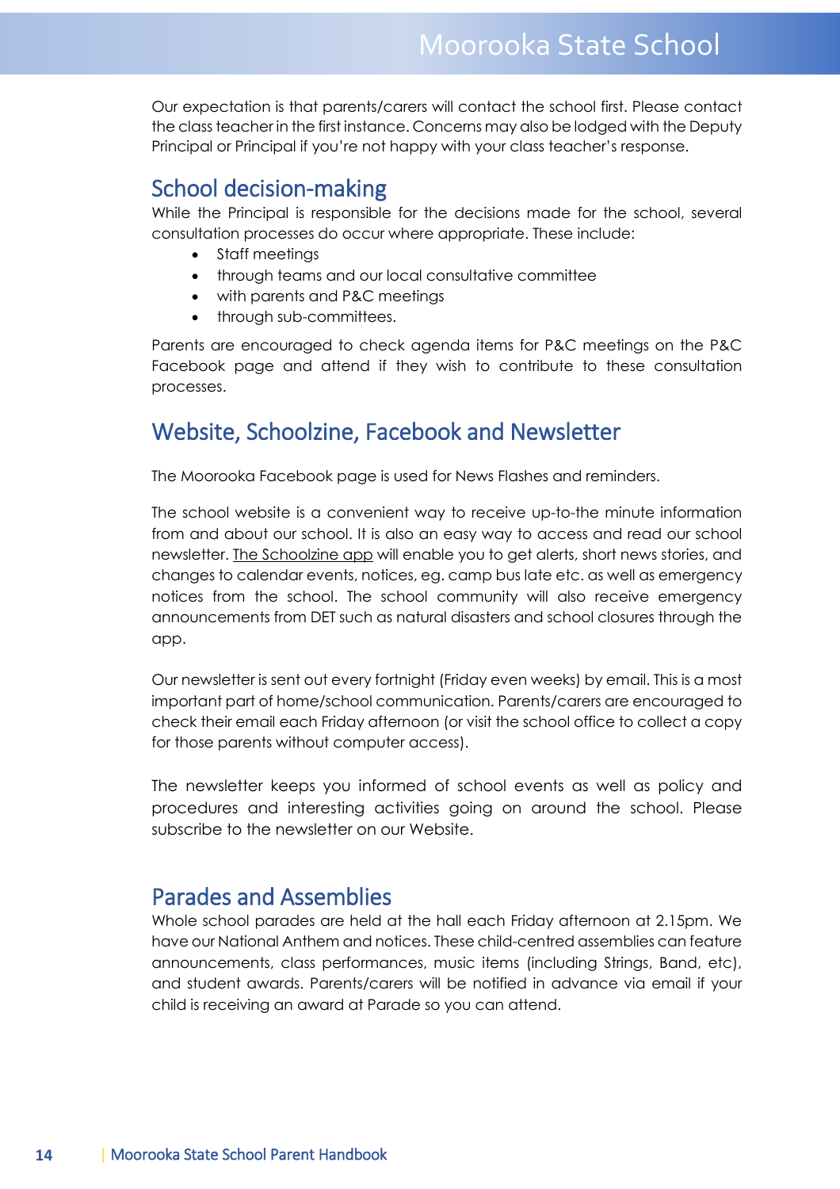Our expectation is that parents/carers will contact the school first. Please contact the class teacher in the first instance. Concerns may also be lodged with the Deputy Principal or Principal if you're not happy with your class teacher's response.

## School decision-making

While the Principal is responsible for the decisions made for the school, several consultation processes do occur where appropriate. These include:

- Staff meetings
- through teams and our local consultative committee
- with parents and P&C meetings
- through sub-committees.

Parents are encouraged to check agenda items for P&C meetings on the P&C Facebook page and attend if they wish to contribute to these consultation processes.

## Website, Schoolzine, Facebook and Newsletter

The Moorooka Facebook page is used for News Flashes and reminders.

The school website is a convenient way to receive up-to-the minute information from and about our school. It is also an easy way to access and read our school newsletter. The Schoolzine app will enable you to get alerts, short news stories, and changes to calendar events, notices, eg. camp bus late etc. as well as emergency notices from the school. The school community will also receive emergency announcements from DET such as natural disasters and school closures through the app.

Our newsletter is sent out every fortnight (Friday even weeks) by email. This is a most important part of home/school communication. Parents/carers are encouraged to check their email each Friday afternoon (or visit the school office to collect a copy for those parents without computer access).

The newsletter keeps you informed of school events as well as policy and procedures and interesting activities going on around the school. Please subscribe to the newsletter on our Website.

## Parades and Assemblies

Whole school parades are held at the hall each Friday afternoon at 2.15pm. We have our National Anthem and notices. These child-centred assemblies can feature announcements, class performances, music items (including Strings, Band, etc), and student awards. Parents/carers will be notified in advance via email if your child is receiving an award at Parade so you can attend.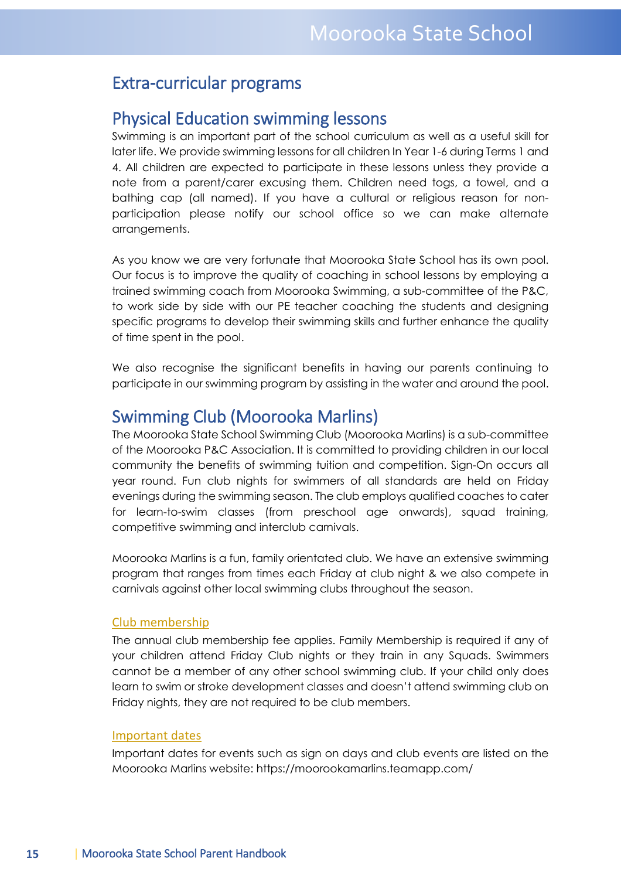# Extra-curricular programs

## Physical Education swimming lessons

Swimming is an important part of the school curriculum as well as a useful skill for later life. We provide swimming lessons for all children In Year 1-6 during Terms 1 and 4. All children are expected to participate in these lessons unless they provide a note from a parent/carer excusing them. Children need togs, a towel, and a bathing cap (all named). If you have a cultural or religious reason for non-participation please notify our school office so we can make alternate arrangements.

As you know we are very fortunate that Moorooka State School has its own pool. Our focus is to improve the quality of coaching in school lessons by employing a trained swimming coach from Moorooka Swimming, a sub-committee of the P&C, to work side by side with our PE teacher coaching the students and designing specific programs to develop their swimming skills and further enhance the quality of time spent in the pool.

We also recognise the significant benefits in having our parents continuing to participate in our swimming program by assisting in the water and around the pool.

## Swimming Club (Moorooka Marlins)

The Moorooka State School Swimming Club (Moorooka Marlins) is a sub-committee of the Moorooka P&C Association. It is committed to providing children in our local community the benefits of swimming tuition and competition. Sign-On occurs all year round. Fun club nights for swimmers of all standards are held on Friday evenings during the swimming season. The club employs qualified coaches to cater for learn-to-swim classes (from preschool age onwards), squad training, competitive swimming and interclub carnivals.

Moorooka Marlins is a fun, family orientated club. We have an extensive swimming program that ranges from times each Friday at club night & we also compete in carnivals against other local swimming clubs throughout the season.

### Club membership

The annual club membership fee applies. Family Membership is required if any of your children attend Friday Club nights or they train in any Squads. Swimmers cannot be a member of any other school swimming club. If your child only does learn to swim or stroke development classes and doesn't attend swimming club on Friday nights, they are not required to be club members.

### Important dates

Important dates for events such as sign on days and club events are listed on the Moorooka Marlins website: https://moorookamarlins.teamapp.com/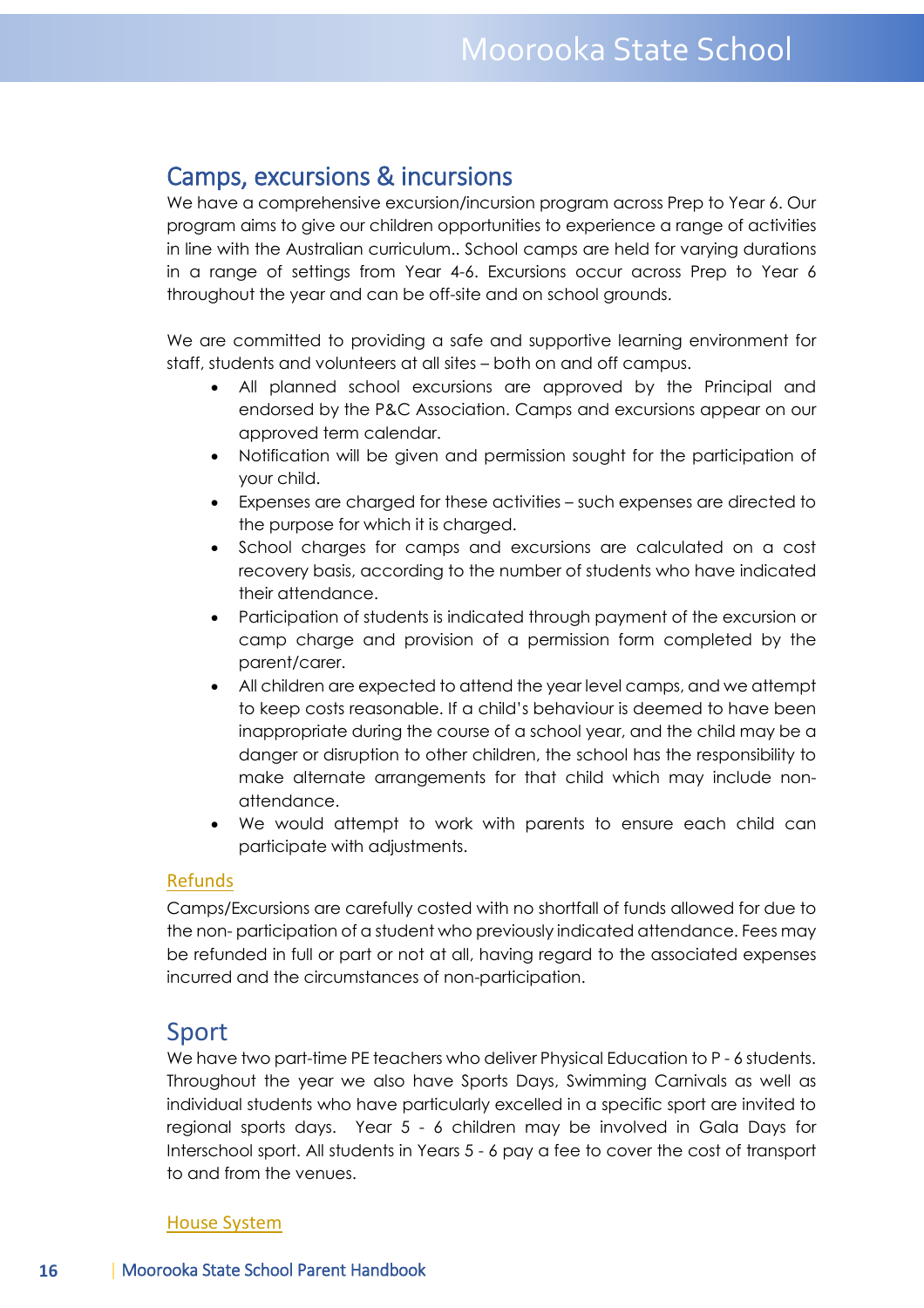## Camps, excursions & incursions

We have a comprehensive excursion/incursion program across Prep to Year 6. Our program aims to give our children opportunities to experience a range of activities in line with the Australian curriculum.. School camps are held for varying durations in a range of settings from Year 4-6. Excursions occur across Prep to Year 6 throughout the year and can be off-site and on school grounds.

We are committed to providing a safe and supportive learning environment for staff, students and volunteers at all sites – both on and off campus.

- All planned school excursions are approved by the Principal and endorsed by the P&C Association. Camps and excursions appear on our approved term calendar.
- Notification will be given and permission sought for the participation of your child.
- Expenses are charged for these activities – such expenses are directed to the purpose for which it is charged.
- School charges for camps and excursions are calculated on a cost recovery basis, according to the number of students who have indicated their attendance.
- Participation of students is indicated through payment of the excursion or camp charge and provision of a permission form completed by the parent/carer.
- All children are expected to attend the year level camps, and we attempt to keep costs reasonable. If a child's behaviour is deemed to have been inappropriate during the course of a school year, and the child may be a danger or disruption to other children, the school has the responsibility to make alternate arrangements for that child which may include non-attendance.
- We would attempt to work with parents to ensure each child can participate with adjustments.

### Refunds

Camps/Excursions are carefully costed with no shortfall of funds allowed for due to the non- participation of a student who previously indicated attendance. Fees may be refunded in full or part or not at all, having regard to the associated expenses incurred and the circumstances of non-participation.

## Sport

We have two part-time PE teachers who deliver Physical Education to P - 6 students. Throughout the year we also have Sports Days, Swimming Carnivals as well as individual students who have particularly excelled in a specific sport are invited to regional sports days. Year 5 - 6 children may be involved in Gala Days for Interschool sport. All students in Years 5 - 6 pay a fee to cover the cost of transport to and from the venues.

### House System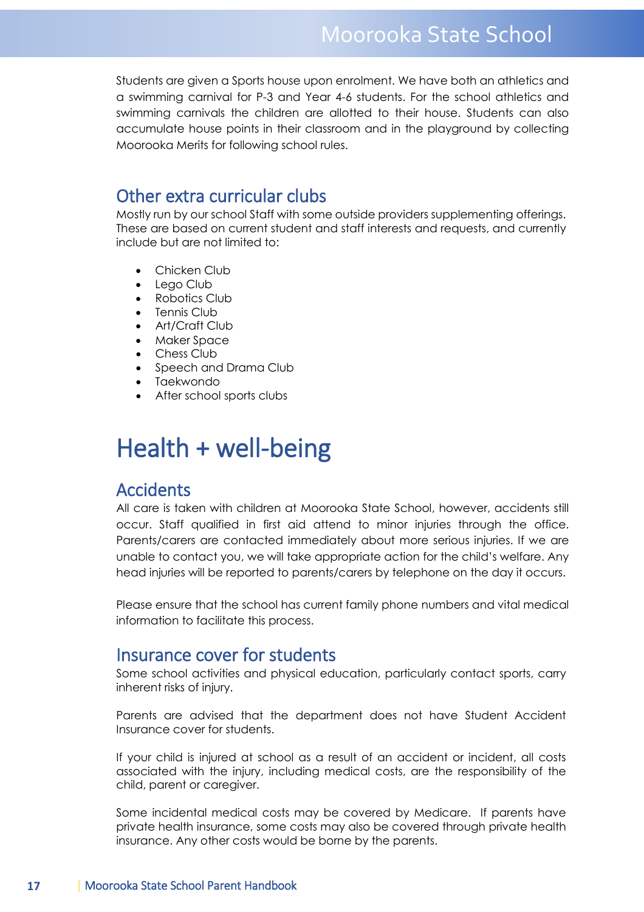Students are given a Sports house upon enrolment. We have both an athletics and a swimming carnival for P-3 and Year 4-6 students. For the school athletics and swimming carnivals the children are allotted to their house. Students can also accumulate house points in their classroom and in the playground by collecting Moorooka Merits for following school rules.

## Other extra curricular clubs

Mostly run by our school Staff with some outside providers supplementing offerings. These are based on current student and staff interests and requests, and currently include but are not limited to:

- Chicken Club
- Lego Club
- Robotics Club
- Tennis Club
- Art/Craft Club
- Maker Space
- Chess Club
- Speech and Drama Club
- Taekwondo
- After school sports clubs

# Health + well-being

## Accidents

All care is taken with children at Moorooka State School, however, accidents still occur. Staff qualified in first aid attend to minor injuries through the office. Parents/carers are contacted immediately about more serious injuries. If we are unable to contact you, we will take appropriate action for the child's welfare. Any head injuries will be reported to parents/carers by telephone on the day it occurs.

Please ensure that the school has current family phone numbers and vital medical information to facilitate this process.

## Insurance cover for students

Some school activities and physical education, particularly contact sports, carry inherent risks of injury.

Parents are advised that the department does not have Student Accident Insurance cover for students.

If your child is injured at school as a result of an accident or incident, all costs associated with the injury, including medical costs, are the responsibility of the child, parent or caregiver.

Some incidental medical costs may be covered by Medicare. If parents have private health insurance, some costs may also be covered through private health insurance. Any other costs would be borne by the parents.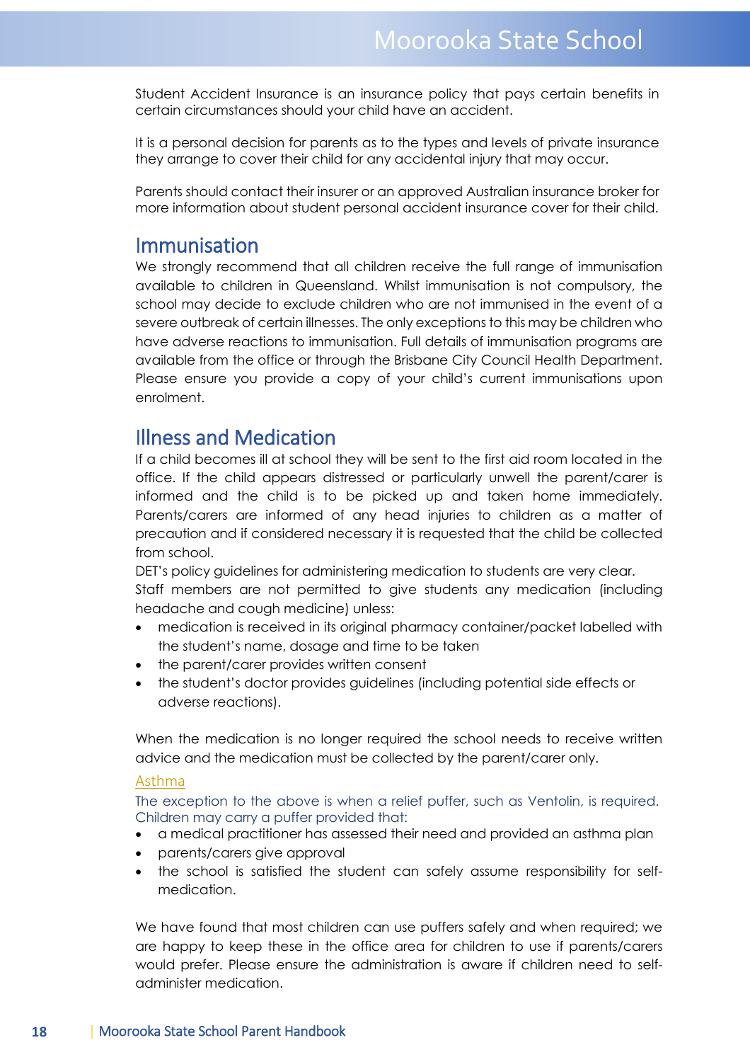Student Accident Insurance is an insurance policy that pays certain benefits in certain circumstances should your child have an accident.

It is a personal decision for parents as to the types and levels of private insurance they arrange to cover their child for any accidental injury that may occur.

Parents should contact their insurer or an approved Australian insurance broker for more information about student personal accident insurance cover for their child.

## Immunisation

We strongly recommend that all children receive the full range of immunisation available to children in Queensland. Whilst immunisation is not compulsory, the school may decide to exclude children who are not immunised in the event of a severe outbreak of certain illnesses. The only exceptions to this may be children who have adverse reactions to immunisation. Full details of immunisation programs are available from the office or through the Brisbane City Council Health Department. Please ensure you provide a copy of your child's current immunisations upon enrolment.

## Illness and Medication

If a child becomes ill at school they will be sent to the first aid room located in the office. If the child appears distressed or particularly unwell the parent/carer is informed and the child is to be picked up and taken home immediately. Parents/carers are informed of any head injuries to children as a matter of precaution and if considered necessary it is requested that the child be collected from school.

DET's policy guidelines for administering medication to students are very clear.

Staff members are not permitted to give students any medication (including headache and cough medicine) unless:

- medication is received in its original pharmacy container/packet labelled with the student's name, dosage and time to be taken
- the parent/carer provides written consent
- the student's doctor provides guidelines (including potential side effects or adverse reactions).

When the medication is no longer required the school needs to receive written advice and the medication must be collected by the parent/carer only.

### Asthma

The exception to the above is when a relief puffer, such as Ventolin, is required. Children may carry a puffer provided that:

- a medical practitioner has assessed their need and provided an asthma plan
- parents/carers give approval
- the school is satisfied the student can safely assume responsibility for self-medication.

We have found that most children can use puffers safely and when required; we are happy to keep these in the office area for children to use if parents/carers would prefer. Please ensure the administration is aware if children need to self-administer medication.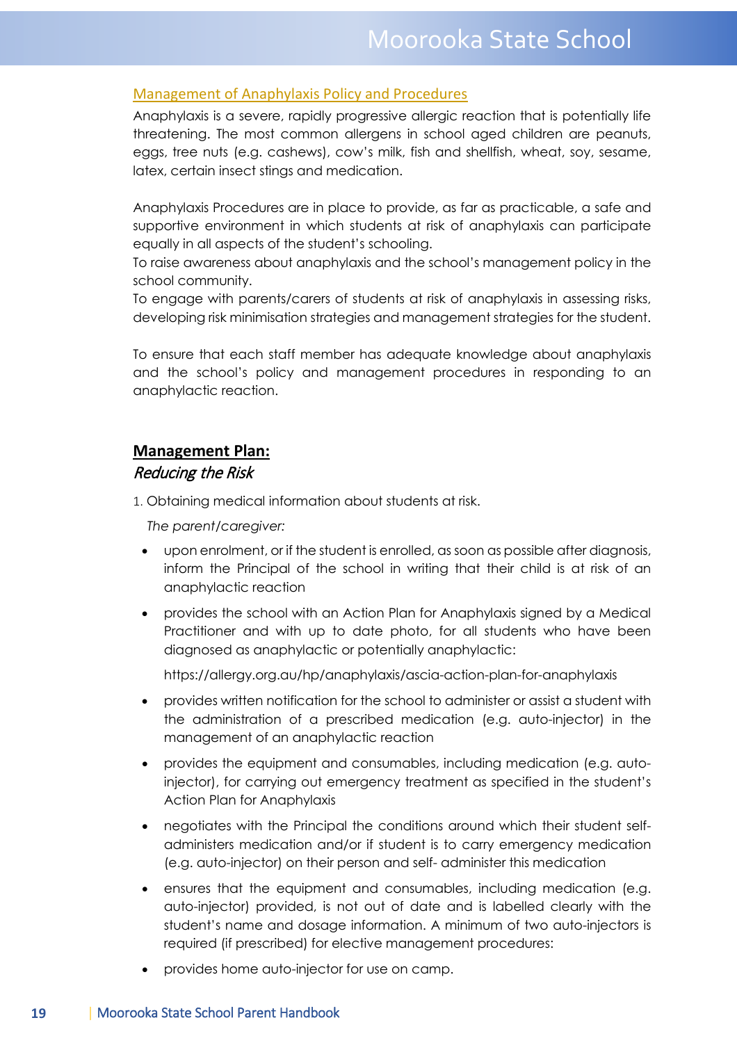## Management of Anaphylaxis Policy and Procedures

Anaphylaxis is a severe, rapidly progressive allergic reaction that is potentially life threatening. The most common allergens in school aged children are peanuts, eggs, tree nuts (e.g. cashews), cow's milk, fish and shellfish, wheat, soy, sesame, latex, certain insect stings and medication.

Anaphylaxis Procedures are in place to provide, as far as practicable, a safe and supportive environment in which students at risk of anaphylaxis can participate equally in all aspects of the student's schooling.
To raise awareness about anaphylaxis and the school's management policy in the school community.
To engage with parents/carers of students at risk of anaphylaxis in assessing risks, developing risk minimisation strategies and management strategies for the student.

To ensure that each staff member has adequate knowledge about anaphylaxis and the school's policy and management procedures in responding to an anaphylactic reaction.

### **Management Plan:**

#### *Reducing the Risk*

1. Obtaining medical information about students at risk.

   *The parent/caregiver:*

- upon enrolment, or if the student is enrolled, as soon as possible after diagnosis, inform the Principal of the school in writing that their child is at risk of an anaphylactic reaction
- provides the school with an Action Plan for Anaphylaxis signed by a Medical Practitioner and with up to date photo, for all students who have been diagnosed as anaphylactic or potentially anaphylactic:

  https://allergy.org.au/hp/anaphylaxis/ascia-action-plan-for-anaphylaxis
- provides written notification for the school to administer or assist a student with the administration of a prescribed medication (e.g. auto-injector) in the management of an anaphylactic reaction
- provides the equipment and consumables, including medication (e.g. auto-injector), for carrying out emergency treatment as specified in the student's Action Plan for Anaphylaxis
- negotiates with the Principal the conditions around which their student self-administers medication and/or if student is to carry emergency medication (e.g. auto-injector) on their person and self- administer this medication
- ensures that the equipment and consumables, including medication (e.g. auto-injector) provided, is not out of date and is labelled clearly with the student's name and dosage information. A minimum of two auto-injectors is required (if prescribed) for elective management procedures:
- provides home auto-injector for use on camp.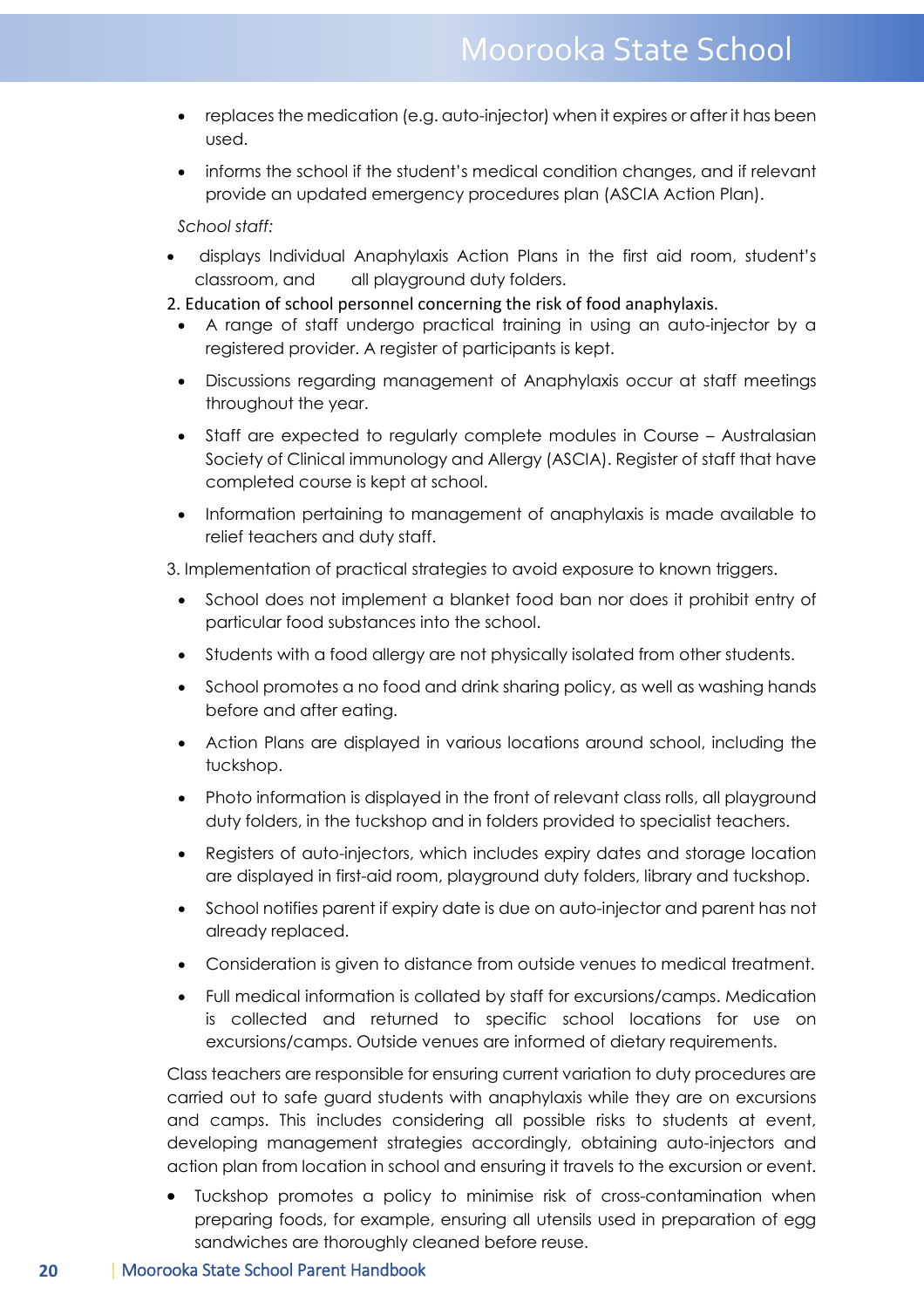- replaces the medication (e.g. auto-injector) when it expires or after it has been used.
- informs the school if the student's medical condition changes, and if relevant provide an updated emergency procedures plan (ASCIA Action Plan).

*School staff:*

- displays Individual Anaphylaxis Action Plans in the first aid room, student's classroom, and all playground duty folders.

2. Education of school personnel concerning the risk of food anaphylaxis.

- A range of staff undergo practical training in using an auto-injector by a registered provider. A register of participants is kept.
- Discussions regarding management of Anaphylaxis occur at staff meetings throughout the year.
- Staff are expected to regularly complete modules in Course – Australasian Society of Clinical immunology and Allergy (ASCIA). Register of staff that have completed course is kept at school.
- Information pertaining to management of anaphylaxis is made available to relief teachers and duty staff.

3. Implementation of practical strategies to avoid exposure to known triggers.

- School does not implement a blanket food ban nor does it prohibit entry of particular food substances into the school.
- Students with a food allergy are not physically isolated from other students.
- School promotes a no food and drink sharing policy, as well as washing hands before and after eating.
- Action Plans are displayed in various locations around school, including the tuckshop.
- Photo information is displayed in the front of relevant class rolls, all playground duty folders, in the tuckshop and in folders provided to specialist teachers.
- Registers of auto-injectors, which includes expiry dates and storage location are displayed in first-aid room, playground duty folders, library and tuckshop.
- School notifies parent if expiry date is due on auto-injector and parent has not already replaced.
- Consideration is given to distance from outside venues to medical treatment.
- Full medical information is collated by staff for excursions/camps. Medication is collected and returned to specific school locations for use on excursions/camps. Outside venues are informed of dietary requirements.

Class teachers are responsible for ensuring current variation to duty procedures are carried out to safe guard students with anaphylaxis while they are on excursions and camps. This includes considering all possible risks to students at event, developing management strategies accordingly, obtaining auto-injectors and action plan from location in school and ensuring it travels to the excursion or event.

- Tuckshop promotes a policy to minimise risk of cross-contamination when preparing foods, for example, ensuring all utensils used in preparation of egg sandwiches are thoroughly cleaned before reuse.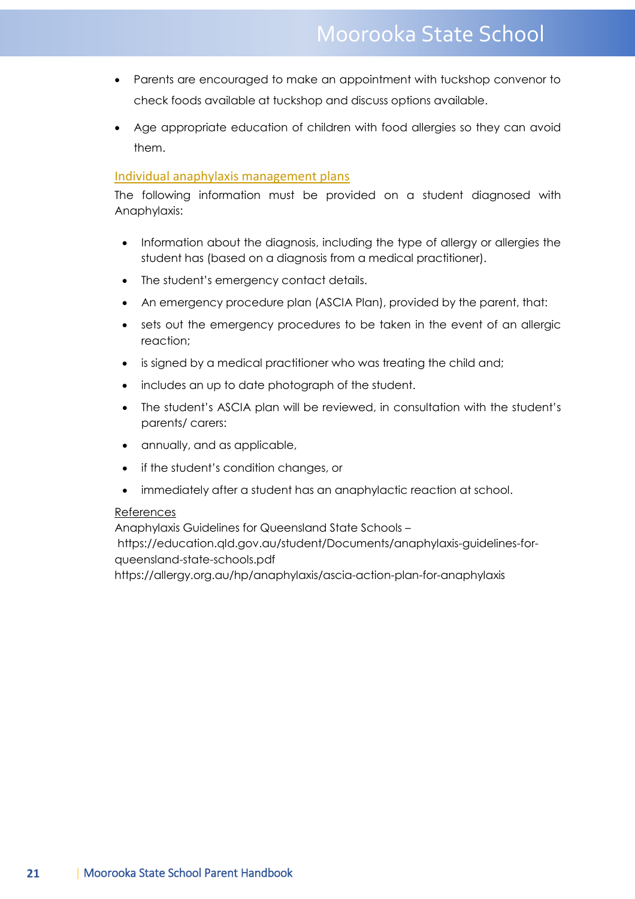- Parents are encouraged to make an appointment with tuckshop convenor to check foods available at tuckshop and discuss options available.
- Age appropriate education of children with food allergies so they can avoid them.

## Individual anaphylaxis management plans

The following information must be provided on a student diagnosed with Anaphylaxis:

- Information about the diagnosis, including the type of allergy or allergies the student has (based on a diagnosis from a medical practitioner).
- The student's emergency contact details.
- An emergency procedure plan (ASCIA Plan), provided by the parent, that:
- sets out the emergency procedures to be taken in the event of an allergic reaction;
- is signed by a medical practitioner who was treating the child and;
- includes an up to date photograph of the student.
- The student's ASCIA plan will be reviewed, in consultation with the student's parents/ carers:
- annually, and as applicable,
- if the student's condition changes, or
- immediately after a student has an anaphylactic reaction at school.

References

Anaphylaxis Guidelines for Queensland State Schools –
https://education.qld.gov.au/student/Documents/anaphylaxis-guidelines-for-queensland-state-schools.pdf
https://allergy.org.au/hp/anaphylaxis/ascia-action-plan-for-anaphylaxis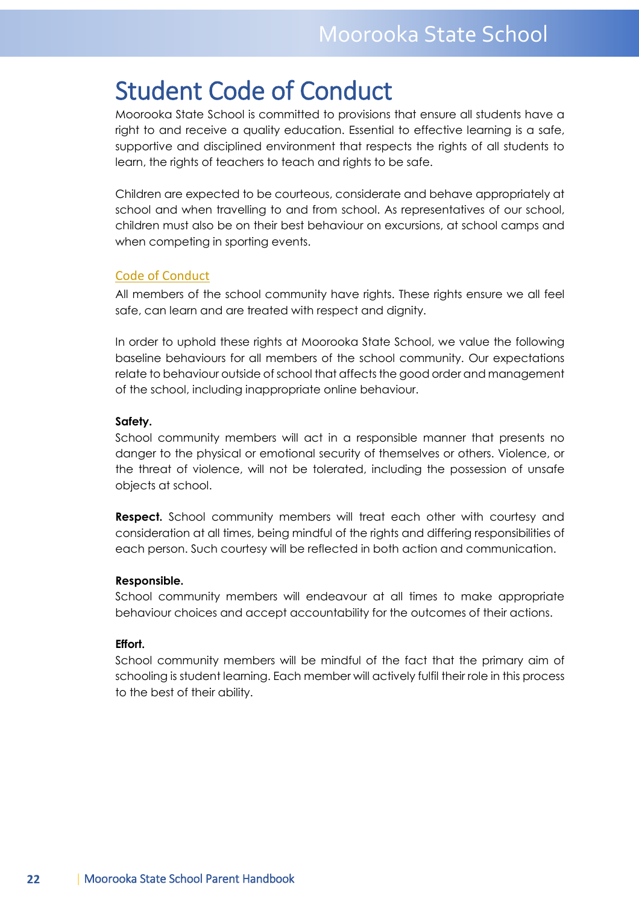# Student Code of Conduct

Moorooka State School is committed to provisions that ensure all students have a right to and receive a quality education. Essential to effective learning is a safe, supportive and disciplined environment that respects the rights of all students to learn, the rights of teachers to teach and rights to be safe.

Children are expected to be courteous, considerate and behave appropriately at school and when travelling to and from school. As representatives of our school, children must also be on their best behaviour on excursions, at school camps and when competing in sporting events.

## Code of Conduct

All members of the school community have rights. These rights ensure we all feel safe, can learn and are treated with respect and dignity.

In order to uphold these rights at Moorooka State School, we value the following baseline behaviours for all members of the school community. Our expectations relate to behaviour outside of school that affects the good order and management of the school, including inappropriate online behaviour.

**Safety.**
School community members will act in a responsible manner that presents no danger to the physical or emotional security of themselves or others. Violence, or the threat of violence, will not be tolerated, including the possession of unsafe objects at school.

**Respect.** School community members will treat each other with courtesy and consideration at all times, being mindful of the rights and differing responsibilities of each person. Such courtesy will be reflected in both action and communication.

**Responsible.**
School community members will endeavour at all times to make appropriate behaviour choices and accept accountability for the outcomes of their actions.

**Effort.**
School community members will be mindful of the fact that the primary aim of schooling is student learning. Each member will actively fulfil their role in this process to the best of their ability.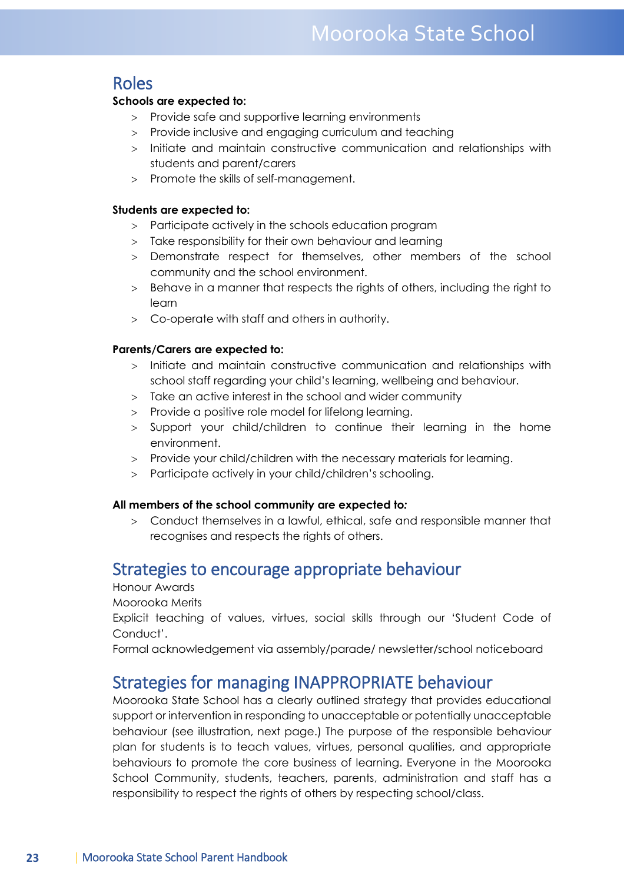## Roles

**Schools are expected to:**

- Provide safe and supportive learning environments
- Provide inclusive and engaging curriculum and teaching
- Initiate and maintain constructive communication and relationships with students and parent/carers
- Promote the skills of self-management.

**Students are expected to:**

- Participate actively in the schools education program
- Take responsibility for their own behaviour and learning
- Demonstrate respect for themselves, other members of the school community and the school environment.
- Behave in a manner that respects the rights of others, including the right to learn
- Co-operate with staff and others in authority.

**Parents/Carers are expected to:**

- Initiate and maintain constructive communication and relationships with school staff regarding your child's learning, wellbeing and behaviour.
- Take an active interest in the school and wider community
- Provide a positive role model for lifelong learning.
- Support your child/children to continue their learning in the home environment.
- Provide your child/children with the necessary materials for learning.
- Participate actively in your child/children's schooling.

**All members of the school community are expected to:**

- Conduct themselves in a lawful, ethical, safe and responsible manner that recognises and respects the rights of others.

## Strategies to encourage appropriate behaviour

Honour Awards

Moorooka Merits

Explicit teaching of values, virtues, social skills through our 'Student Code of Conduct'.

Formal acknowledgement via assembly/parade/ newsletter/school noticeboard

## Strategies for managing INAPPROPRIATE behaviour

Moorooka State School has a clearly outlined strategy that provides educational support or intervention in responding to unacceptable or potentially unacceptable behaviour (see illustration, next page.) The purpose of the responsible behaviour plan for students is to teach values, virtues, personal qualities, and appropriate behaviours to promote the core business of learning. Everyone in the Moorooka School Community, students, teachers, parents, administration and staff has a responsibility to respect the rights of others by respecting school/class.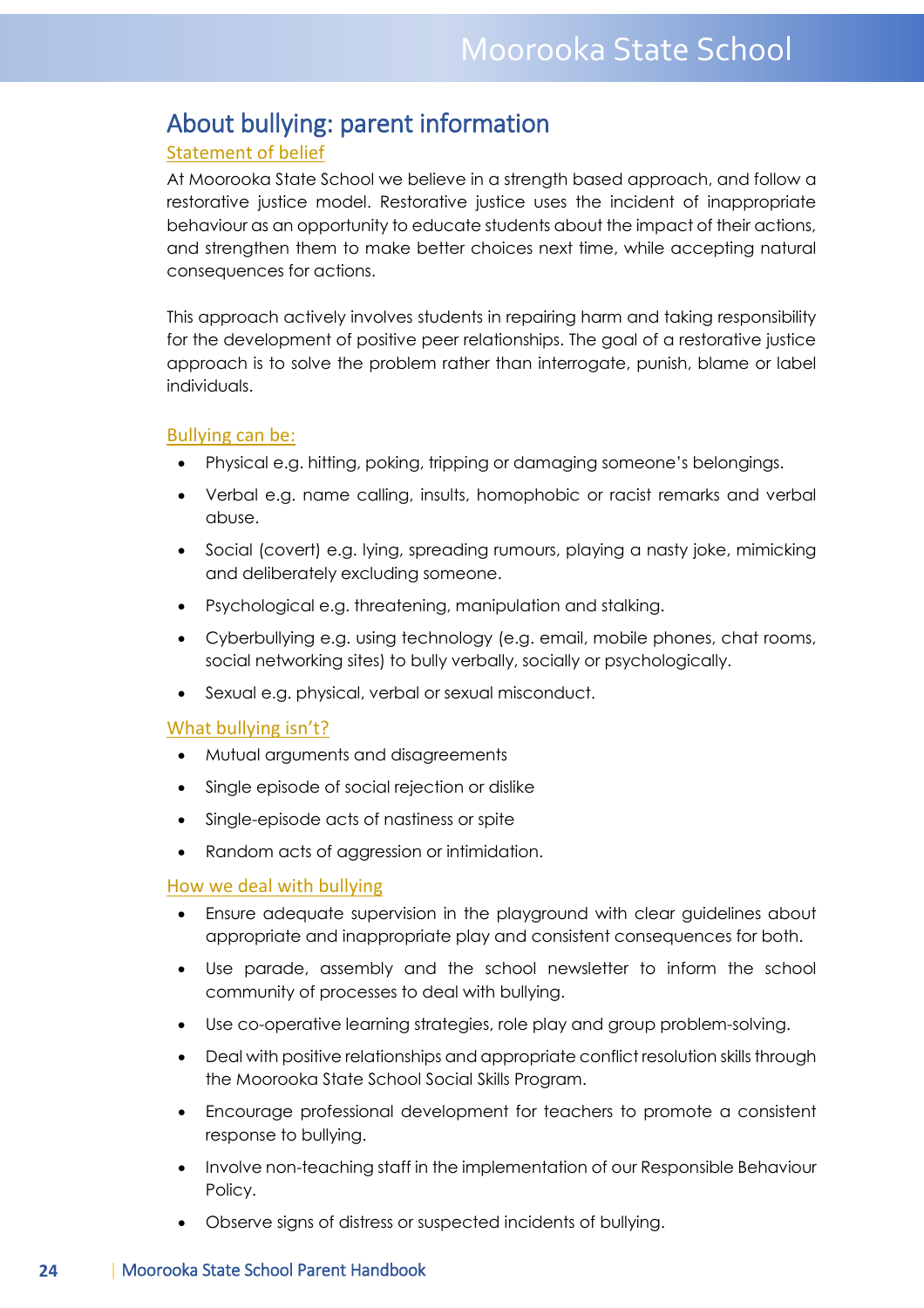## About bullying: parent information

### Statement of belief

At Moorooka State School we believe in a strength based approach, and follow a restorative justice model. Restorative justice uses the incident of inappropriate behaviour as an opportunity to educate students about the impact of their actions, and strengthen them to make better choices next time, while accepting natural consequences for actions.

This approach actively involves students in repairing harm and taking responsibility for the development of positive peer relationships. The goal of a restorative justice approach is to solve the problem rather than interrogate, punish, blame or label individuals.

### Bullying can be:

- Physical e.g. hitting, poking, tripping or damaging someone's belongings.
- Verbal e.g. name calling, insults, homophobic or racist remarks and verbal abuse.
- Social (covert) e.g. lying, spreading rumours, playing a nasty joke, mimicking and deliberately excluding someone.
- Psychological e.g. threatening, manipulation and stalking.
- Cyberbullying e.g. using technology (e.g. email, mobile phones, chat rooms, social networking sites) to bully verbally, socially or psychologically.
- Sexual e.g. physical, verbal or sexual misconduct.

### What bullying isn't?

- Mutual arguments and disagreements
- Single episode of social rejection or dislike
- Single-episode acts of nastiness or spite
- Random acts of aggression or intimidation.

### How we deal with bullying

- Ensure adequate supervision in the playground with clear guidelines about appropriate and inappropriate play and consistent consequences for both.
- Use parade, assembly and the school newsletter to inform the school community of processes to deal with bullying.
- Use co-operative learning strategies, role play and group problem-solving.
- Deal with positive relationships and appropriate conflict resolution skills through the Moorooka State School Social Skills Program.
- Encourage professional development for teachers to promote a consistent response to bullying.
- Involve non-teaching staff in the implementation of our Responsible Behaviour Policy.
- Observe signs of distress or suspected incidents of bullying.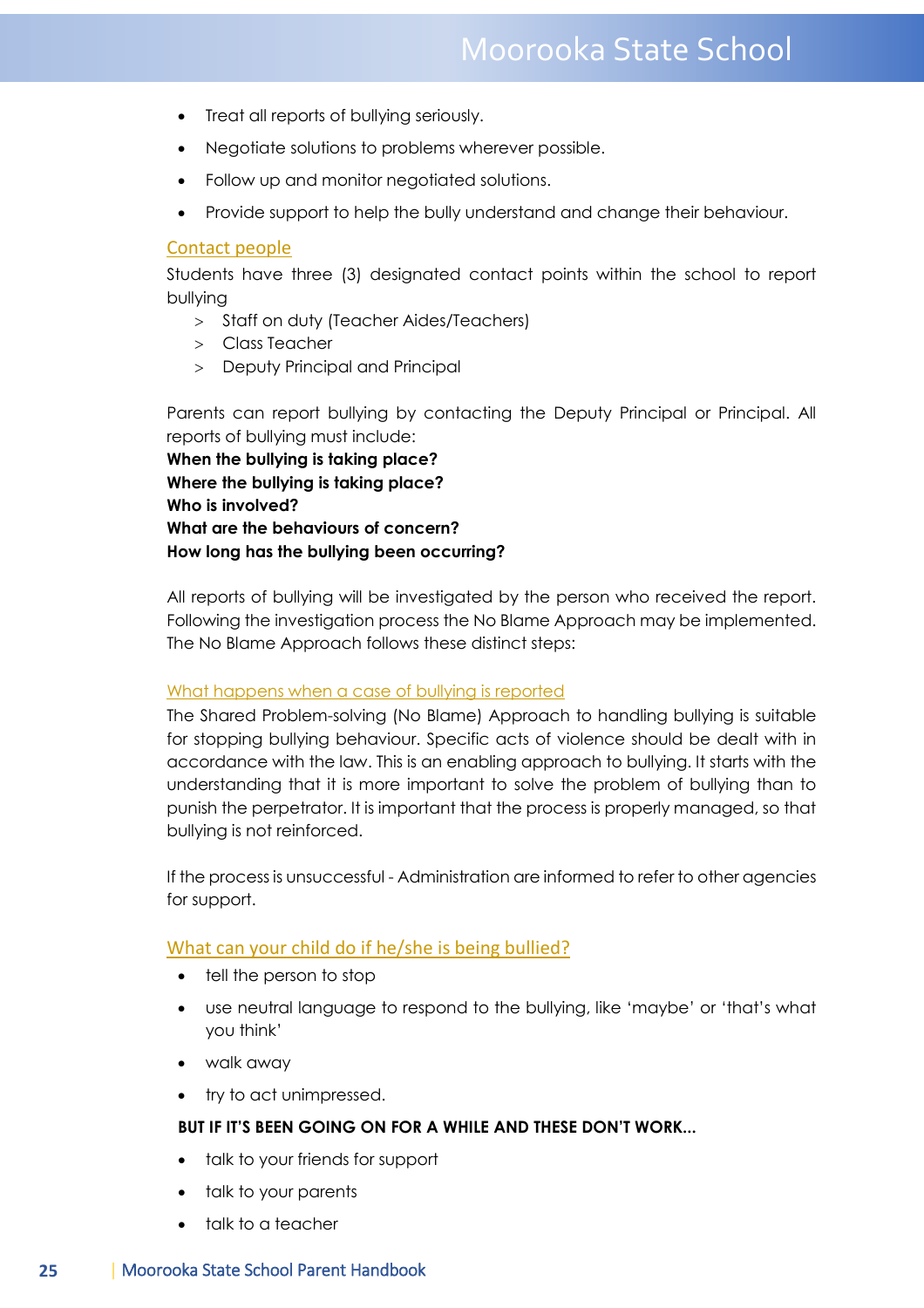- Treat all reports of bullying seriously.
- Negotiate solutions to problems wherever possible.
- Follow up and monitor negotiated solutions.
- Provide support to help the bully understand and change their behaviour.

## Contact people

Students have three (3) designated contact points within the school to report bullying

> Staff on duty (Teacher Aides/Teachers)
> Class Teacher
> Deputy Principal and Principal

Parents can report bullying by contacting the Deputy Principal or Principal. All reports of bullying must include:

**When the bullying is taking place?**
**Where the bullying is taking place?**
**Who is involved?**
**What are the behaviours of concern?**
**How long has the bullying been occurring?**

All reports of bullying will be investigated by the person who received the report. Following the investigation process the No Blame Approach may be implemented. The No Blame Approach follows these distinct steps:

## What happens when a case of bullying is reported

The Shared Problem-solving (No Blame) Approach to handling bullying is suitable for stopping bullying behaviour. Specific acts of violence should be dealt with in accordance with the law. This is an enabling approach to bullying. It starts with the understanding that it is more important to solve the problem of bullying than to punish the perpetrator. It is important that the process is properly managed, so that bullying is not reinforced.

If the process is unsuccessful - Administration are informed to refer to other agencies for support.

## What can your child do if he/she is being bullied?

- tell the person to stop
- use neutral language to respond to the bullying, like 'maybe' or 'that's what you think'
- walk away
- try to act unimpressed.

**BUT IF IT'S BEEN GOING ON FOR A WHILE AND THESE DON'T WORK...**

- talk to your friends for support
- talk to your parents
- talk to a teacher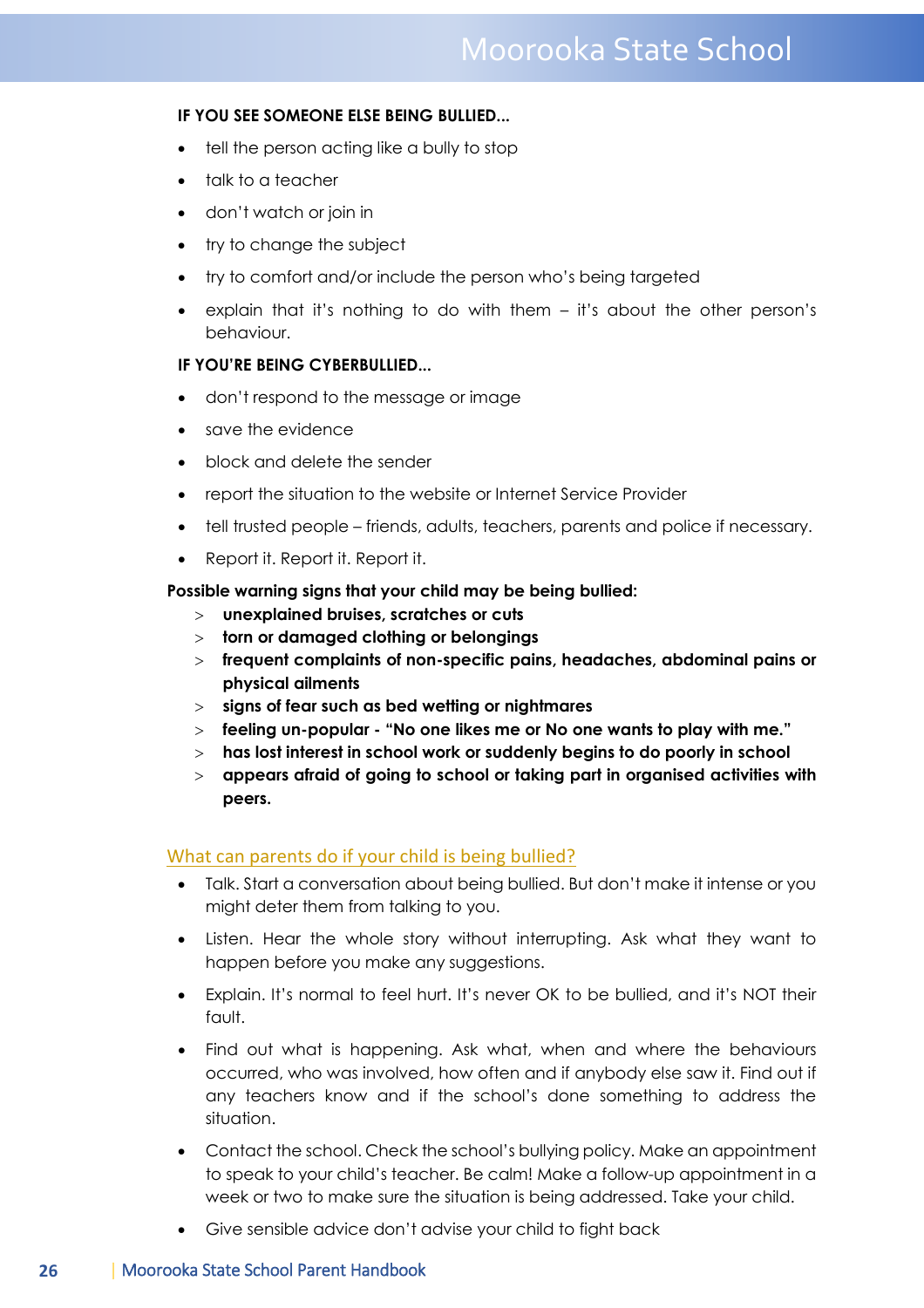**IF YOU SEE SOMEONE ELSE BEING BULLIED...**

- tell the person acting like a bully to stop
- talk to a teacher
- don't watch or join in
- try to change the subject
- try to comfort and/or include the person who's being targeted
- explain that it's nothing to do with them – it's about the other person's behaviour.

**IF YOU'RE BEING CYBERBULLIED...**

- don't respond to the message or image
- save the evidence
- block and delete the sender
- report the situation to the website or Internet Service Provider
- tell trusted people – friends, adults, teachers, parents and police if necessary.
- Report it. Report it. Report it.

**Possible warning signs that your child may be being bullied:**

> **unexplained bruises, scratches or cuts**
> **torn or damaged clothing or belongings**
> **frequent complaints of non-specific pains, headaches, abdominal pains or physical ailments**
> **signs of fear such as bed wetting or nightmares**
> **feeling un-popular - "No one likes me or No one wants to play with me."**
> **has lost interest in school work or suddenly begins to do poorly in school**
> **appears afraid of going to school or taking part in organised activities with peers.**

## What can parents do if your child is being bullied?

- Talk. Start a conversation about being bullied. But don't make it intense or you might deter them from talking to you.
- Listen. Hear the whole story without interrupting. Ask what they want to happen before you make any suggestions.
- Explain. It's normal to feel hurt. It's never OK to be bullied, and it's NOT their fault.
- Find out what is happening. Ask what, when and where the behaviours occurred, who was involved, how often and if anybody else saw it. Find out if any teachers know and if the school's done something to address the situation.
- Contact the school. Check the school's bullying policy. Make an appointment to speak to your child's teacher. Be calm! Make a follow-up appointment in a week or two to make sure the situation is being addressed. Take your child.
- Give sensible advice don't advise your child to fight back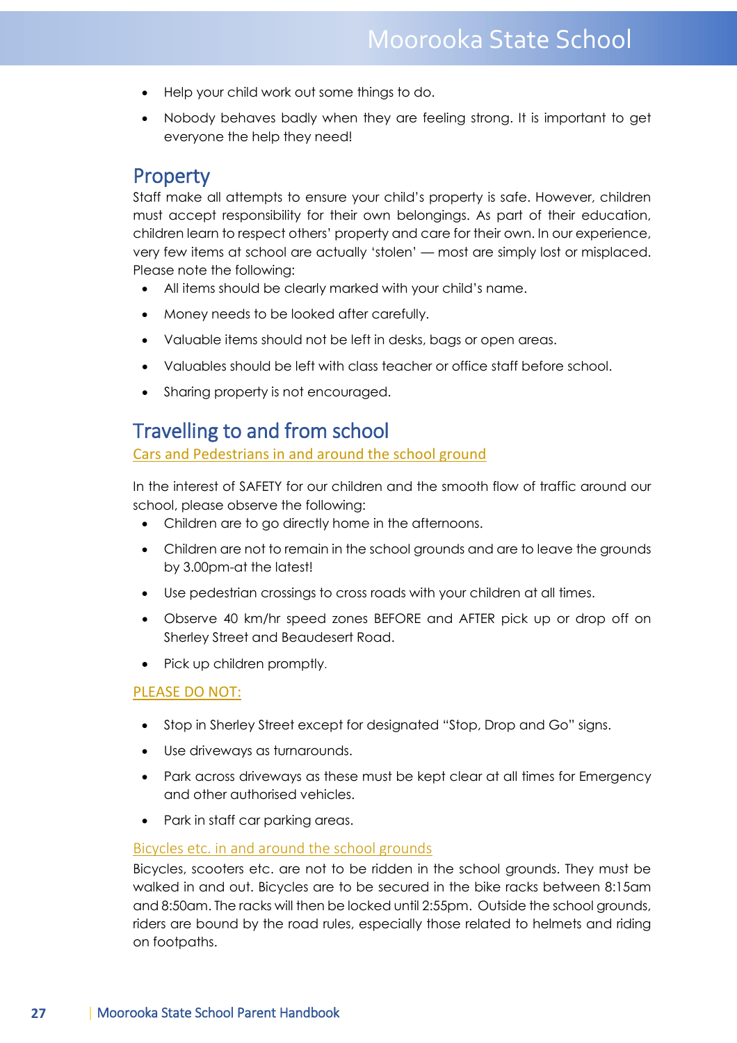- Help your child work out some things to do.
- Nobody behaves badly when they are feeling strong. It is important to get everyone the help they need!

## Property

Staff make all attempts to ensure your child's property is safe. However, children must accept responsibility for their own belongings. As part of their education, children learn to respect others' property and care for their own. In our experience, very few items at school are actually 'stolen' — most are simply lost or misplaced. Please note the following:

- All items should be clearly marked with your child's name.
- Money needs to be looked after carefully.
- Valuable items should not be left in desks, bags or open areas.
- Valuables should be left with class teacher or office staff before school.
- Sharing property is not encouraged.

## Travelling to and from school

### Cars and Pedestrians in and around the school ground

In the interest of SAFETY for our children and the smooth flow of traffic around our school, please observe the following:

- Children are to go directly home in the afternoons.
- Children are not to remain in the school grounds and are to leave the grounds by 3.00pm-at the latest!
- Use pedestrian crossings to cross roads with your children at all times.
- Observe 40 km/hr speed zones BEFORE and AFTER pick up or drop off on Sherley Street and Beaudesert Road.
- Pick up children promptly.

### PLEASE DO NOT:

- Stop in Sherley Street except for designated "Stop, Drop and Go" signs.
- Use driveways as turnarounds.
- Park across driveways as these must be kept clear at all times for Emergency and other authorised vehicles.
- Park in staff car parking areas.

### Bicycles etc. in and around the school grounds

Bicycles, scooters etc. are not to be ridden in the school grounds. They must be walked in and out. Bicycles are to be secured in the bike racks between 8:15am and 8:50am. The racks will then be locked until 2:55pm. Outside the school grounds, riders are bound by the road rules, especially those related to helmets and riding on footpaths.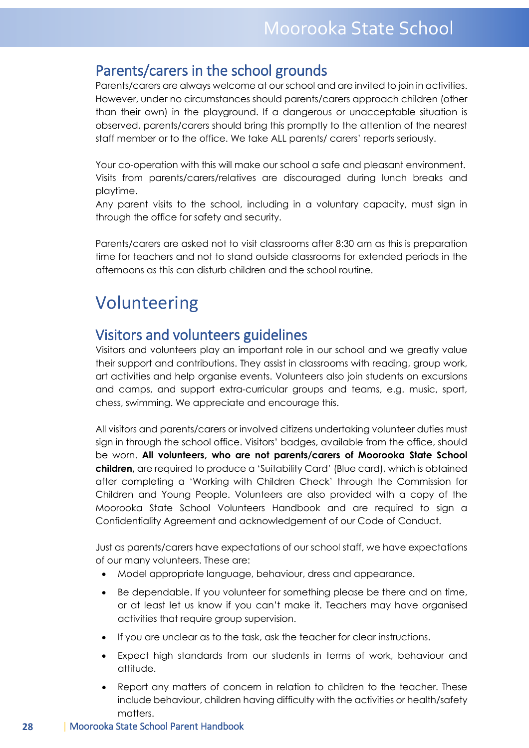## Parents/carers in the school grounds

Parents/carers are always welcome at our school and are invited to join in activities. However, under no circumstances should parents/carers approach children (other than their own) in the playground. If a dangerous or unacceptable situation is observed, parents/carers should bring this promptly to the attention of the nearest staff member or to the office. We take ALL parents/ carers' reports seriously.

Your co-operation with this will make our school a safe and pleasant environment. Visits from parents/carers/relatives are discouraged during lunch breaks and playtime.
Any parent visits to the school, including in a voluntary capacity, must sign in through the office for safety and security.

Parents/carers are asked not to visit classrooms after 8:30 am as this is preparation time for teachers and not to stand outside classrooms for extended periods in the afternoons as this can disturb children and the school routine.

# Volunteering

## Visitors and volunteers guidelines

Visitors and volunteers play an important role in our school and we greatly value their support and contributions. They assist in classrooms with reading, group work, art activities and help organise events. Volunteers also join students on excursions and camps, and support extra-curricular groups and teams, e.g. music, sport, chess, swimming. We appreciate and encourage this.

All visitors and parents/carers or involved citizens undertaking volunteer duties must sign in through the school office. Visitors' badges, available from the office, should be worn. **All volunteers, who are not parents/carers of Moorooka State School children,** are required to produce a 'Suitability Card' (Blue card), which is obtained after completing a 'Working with Children Check' through the Commission for Children and Young People. Volunteers are also provided with a copy of the Moorooka State School Volunteers Handbook and are required to sign a Confidentiality Agreement and acknowledgement of our Code of Conduct.

Just as parents/carers have expectations of our school staff, we have expectations of our many volunteers. These are:

- Model appropriate language, behaviour, dress and appearance.
- Be dependable. If you volunteer for something please be there and on time, or at least let us know if you can't make it. Teachers may have organised activities that require group supervision.
- If you are unclear as to the task, ask the teacher for clear instructions.
- Expect high standards from our students in terms of work, behaviour and attitude.
- Report any matters of concern in relation to children to the teacher. These include behaviour, children having difficulty with the activities or health/safety matters.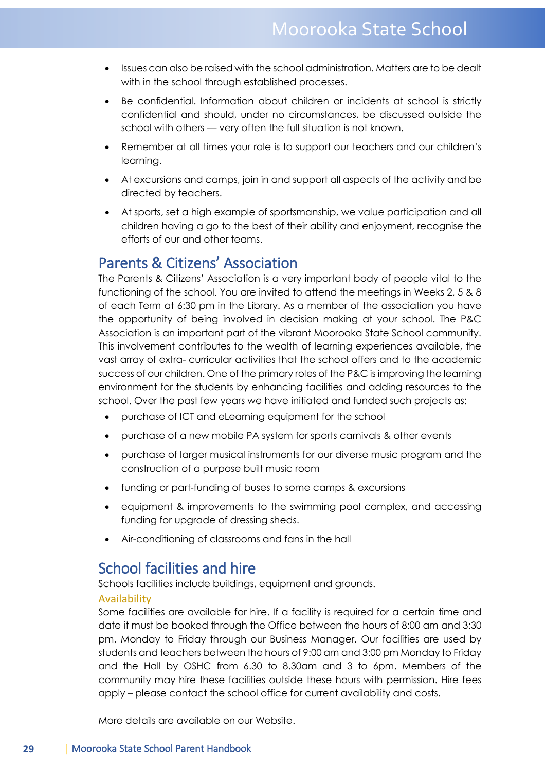- Issues can also be raised with the school administration. Matters are to be dealt with in the school through established processes.
- Be confidential. Information about children or incidents at school is strictly confidential and should, under no circumstances, be discussed outside the school with others — very often the full situation is not known.
- Remember at all times your role is to support our teachers and our children's learning.
- At excursions and camps, join in and support all aspects of the activity and be directed by teachers.
- At sports, set a high example of sportsmanship, we value participation and all children having a go to the best of their ability and enjoyment, recognise the efforts of our and other teams.

## Parents & Citizens' Association

The Parents & Citizens' Association is a very important body of people vital to the functioning of the school. You are invited to attend the meetings in Weeks 2, 5 & 8 of each Term at 6:30 pm in the Library. As a member of the association you have the opportunity of being involved in decision making at your school. The P&C Association is an important part of the vibrant Moorooka State School community. This involvement contributes to the wealth of learning experiences available, the vast array of extra- curricular activities that the school offers and to the academic success of our children. One of the primary roles of the P&C is improving the learning environment for the students by enhancing facilities and adding resources to the school. Over the past few years we have initiated and funded such projects as:

- purchase of ICT and eLearning equipment for the school
- purchase of a new mobile PA system for sports carnivals & other events
- purchase of larger musical instruments for our diverse music program and the construction of a purpose built music room
- funding or part-funding of buses to some camps & excursions
- equipment & improvements to the swimming pool complex, and accessing funding for upgrade of dressing sheds.
- Air-conditioning of classrooms and fans in the hall

## School facilities and hire

Schools facilities include buildings, equipment and grounds.

### Availability

Some facilities are available for hire. If a facility is required for a certain time and date it must be booked through the Office between the hours of 8:00 am and 3:30 pm, Monday to Friday through our Business Manager. Our facilities are used by students and teachers between the hours of 9:00 am and 3:00 pm Monday to Friday and the Hall by OSHC from 6.30 to 8.30am and 3 to 6pm. Members of the community may hire these facilities outside these hours with permission. Hire fees apply – please contact the school office for current availability and costs.

More details are available on our Website.